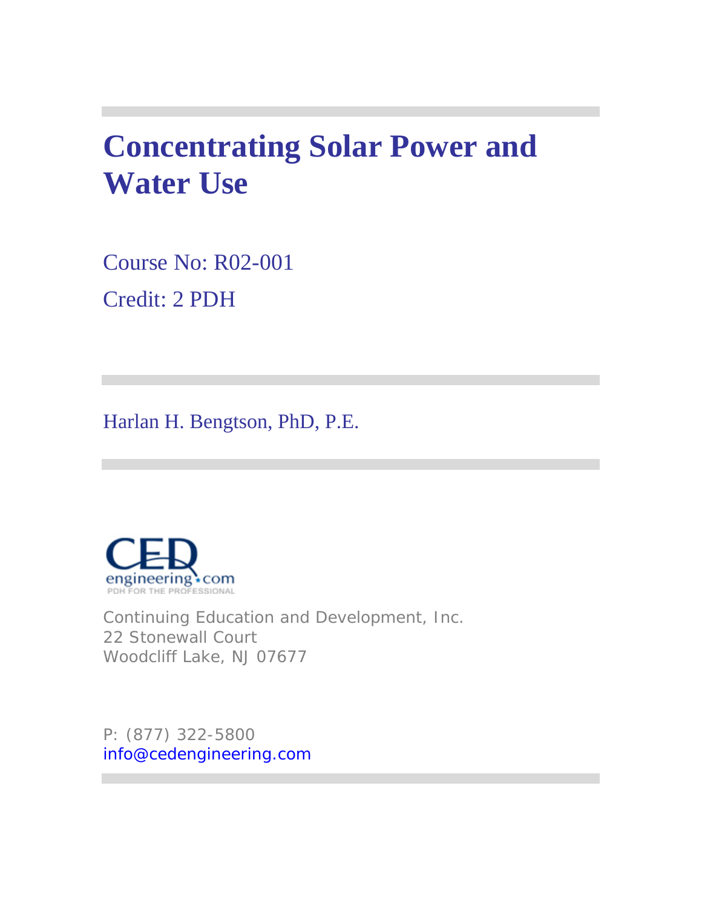# Concentrating Solar Power and Water Use

Course No: R02-001

Credit: 2 PDH

Harlan H. Bengtson, PhD, P.E.

Continuing Education and Development, Inc.
22 Stonewall Court
Woodcliff Lake, NJ 07677

P: (877) 322-5800
info@cedengineering.com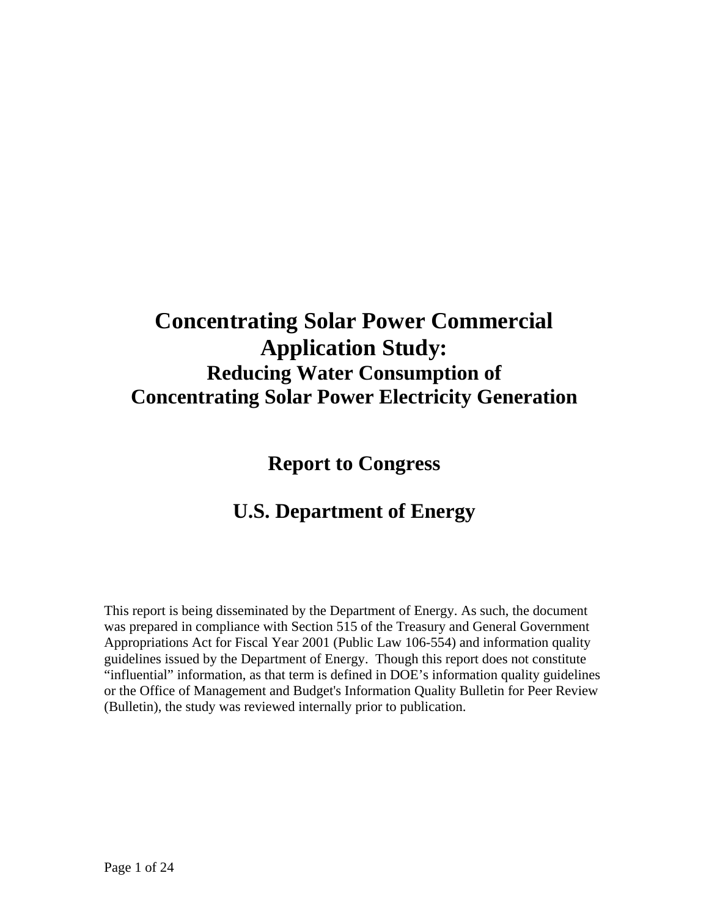# Concentrating Solar Power Commercial Application Study:

## Reducing Water Consumption of Concentrating Solar Power Electricity Generation

## Report to Congress

## U.S. Department of Energy

This report is being disseminated by the Department of Energy. As such, the document was prepared in compliance with Section 515 of the Treasury and General Government Appropriations Act for Fiscal Year 2001 (Public Law 106-554) and information quality guidelines issued by the Department of Energy. Though this report does not constitute "influential" information, as that term is defined in DOE's information quality guidelines or the Office of Management and Budget's Information Quality Bulletin for Peer Review (Bulletin), the study was reviewed internally prior to publication.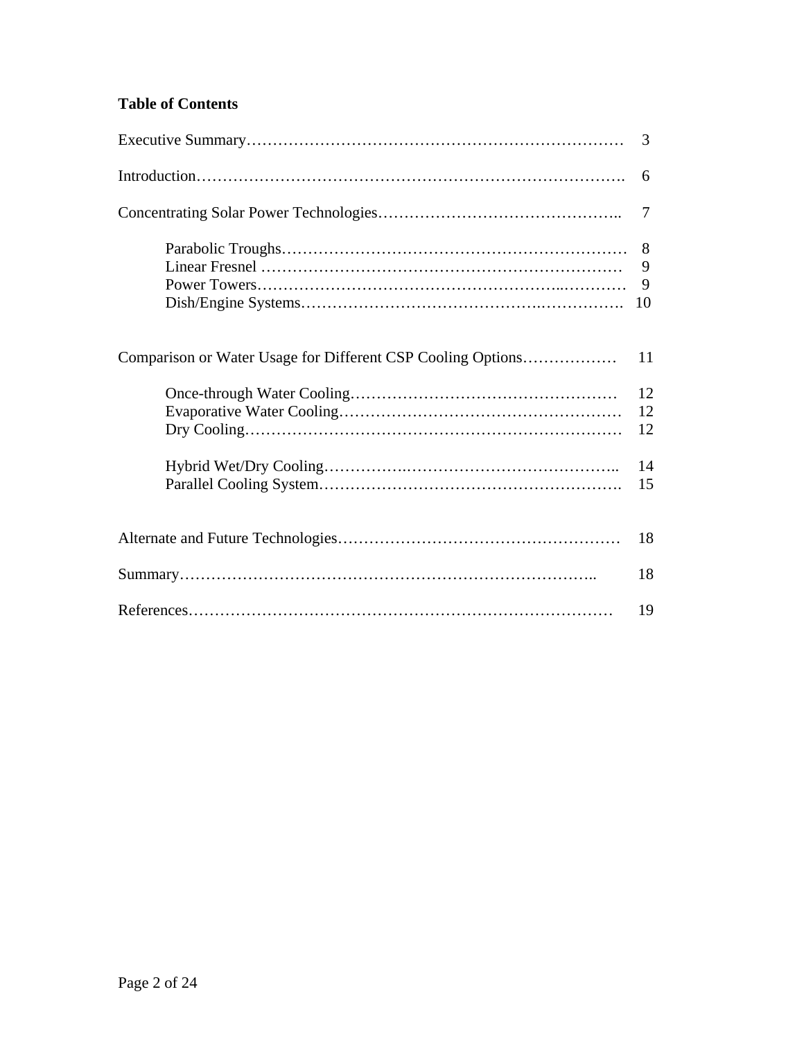**Table of Contents**

| | |
|---|---|
| Executive Summary | 3 |
| Introduction | 6 |
| Concentrating Solar Power Technologies | 7 |
| Parabolic Troughs | 8 |
| Linear Fresnel | 9 |
| Power Towers | 9 |
| Dish/Engine Systems | 10 |
| Comparison or Water Usage for Different CSP Cooling Options | 11 |
| Once-through Water Cooling | 12 |
| Evaporative Water Cooling | 12 |
| Dry Cooling | 12 |
| Hybrid Wet/Dry Cooling | 14 |
| Parallel Cooling System | 15 |
| Alternate and Future Technologies | 18 |
| Summary | 18 |
| References | 19 |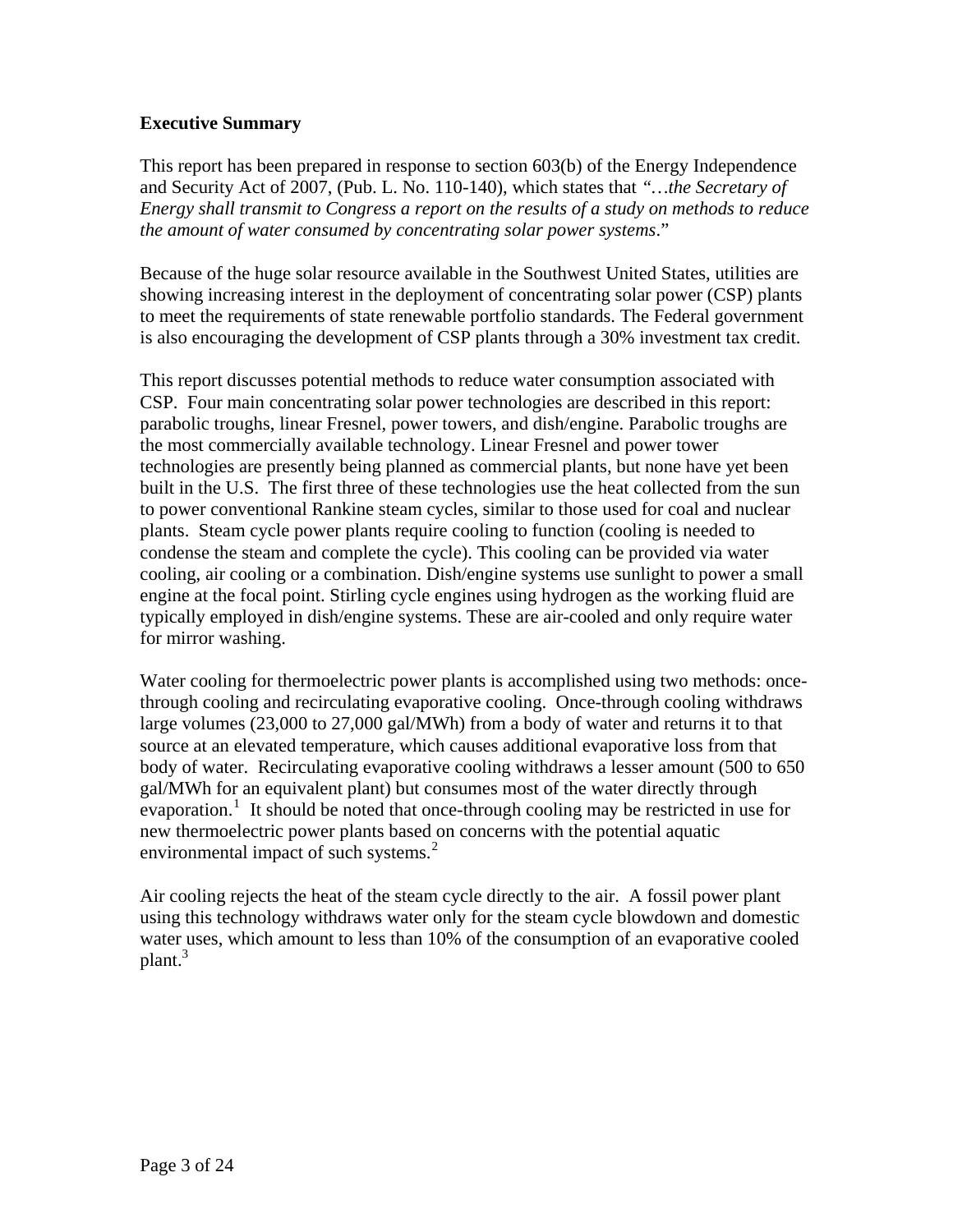**Executive Summary**

This report has been prepared in response to section 603(b) of the Energy Independence and Security Act of 2007, (Pub. L. No. 110-140), which states that *"…the Secretary of Energy shall transmit to Congress a report on the results of a study on methods to reduce the amount of water consumed by concentrating solar power systems*."

Because of the huge solar resource available in the Southwest United States, utilities are showing increasing interest in the deployment of concentrating solar power (CSP) plants to meet the requirements of state renewable portfolio standards. The Federal government is also encouraging the development of CSP plants through a 30% investment tax credit.

This report discusses potential methods to reduce water consumption associated with CSP. Four main concentrating solar power technologies are described in this report: parabolic troughs, linear Fresnel, power towers, and dish/engine. Parabolic troughs are the most commercially available technology. Linear Fresnel and power tower technologies are presently being planned as commercial plants, but none have yet been built in the U.S. The first three of these technologies use the heat collected from the sun to power conventional Rankine steam cycles, similar to those used for coal and nuclear plants. Steam cycle power plants require cooling to function (cooling is needed to condense the steam and complete the cycle). This cooling can be provided via water cooling, air cooling or a combination. Dish/engine systems use sunlight to power a small engine at the focal point. Stirling cycle engines using hydrogen as the working fluid are typically employed in dish/engine systems. These are air-cooled and only require water for mirror washing.

Water cooling for thermoelectric power plants is accomplished using two methods: once-through cooling and recirculating evaporative cooling. Once-through cooling withdraws large volumes (23,000 to 27,000 gal/MWh) from a body of water and returns it to that source at an elevated temperature, which causes additional evaporative loss from that body of water. Recirculating evaporative cooling withdraws a lesser amount (500 to 650 gal/MWh for an equivalent plant) but consumes most of the water directly through evaporation.[1] It should be noted that once-through cooling may be restricted in use for new thermoelectric power plants based on concerns with the potential aquatic environmental impact of such systems.[2]

Air cooling rejects the heat of the steam cycle directly to the air. A fossil power plant using this technology withdraws water only for the steam cycle blowdown and domestic water uses, which amount to less than 10% of the consumption of an evaporative cooled plant.[3]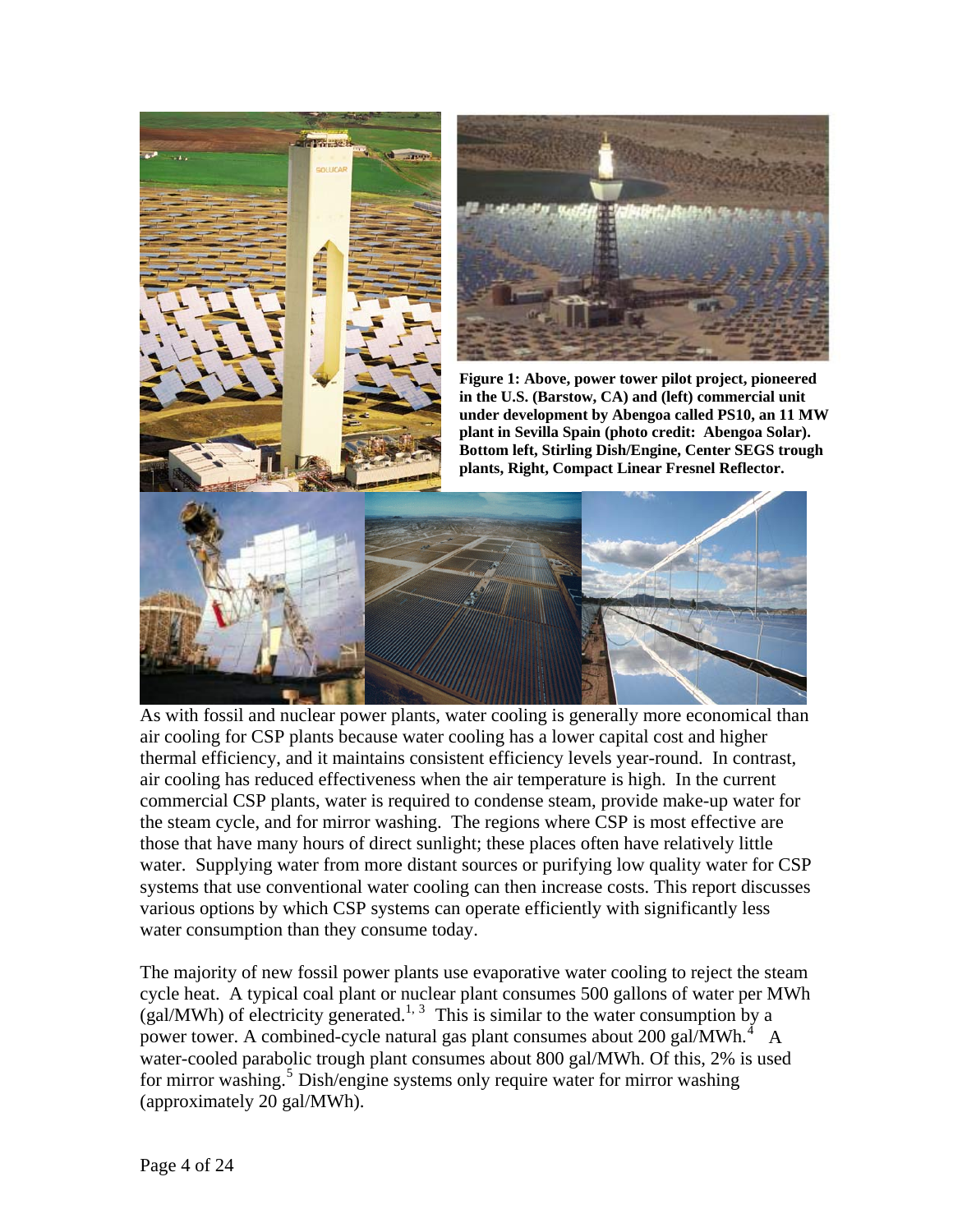**Figure 1: Above, power tower pilot project, pioneered in the U.S. (Barstow, CA) and (left) commercial unit under development by Abengoa called PS10, an 11 MW plant in Sevilla Spain (photo credit: Abengoa Solar). Bottom left, Stirling Dish/Engine, Center SEGS trough plants, Right, Compact Linear Fresnel Reflector.**

As with fossil and nuclear power plants, water cooling is generally more economical than air cooling for CSP plants because water cooling has a lower capital cost and higher thermal efficiency, and it maintains consistent efficiency levels year-round. In contrast, air cooling has reduced effectiveness when the air temperature is high. In the current commercial CSP plants, water is required to condense steam, provide make-up water for the steam cycle, and for mirror washing. The regions where CSP is most effective are those that have many hours of direct sunlight; these places often have relatively little water. Supplying water from more distant sources or purifying low quality water for CSP systems that use conventional water cooling can then increase costs. This report discusses various options by which CSP systems can operate efficiently with significantly less water consumption than they consume today.

The majority of new fossil power plants use evaporative water cooling to reject the steam cycle heat. A typical coal plant or nuclear plant consumes 500 gallons of water per MWh (gal/MWh) of electricity generated.[1, 3] This is similar to the water consumption by a power tower. A combined-cycle natural gas plant consumes about 200 gal/MWh.[4] A water-cooled parabolic trough plant consumes about 800 gal/MWh. Of this, 2% is used for mirror washing.[5] Dish/engine systems only require water for mirror washing (approximately 20 gal/MWh).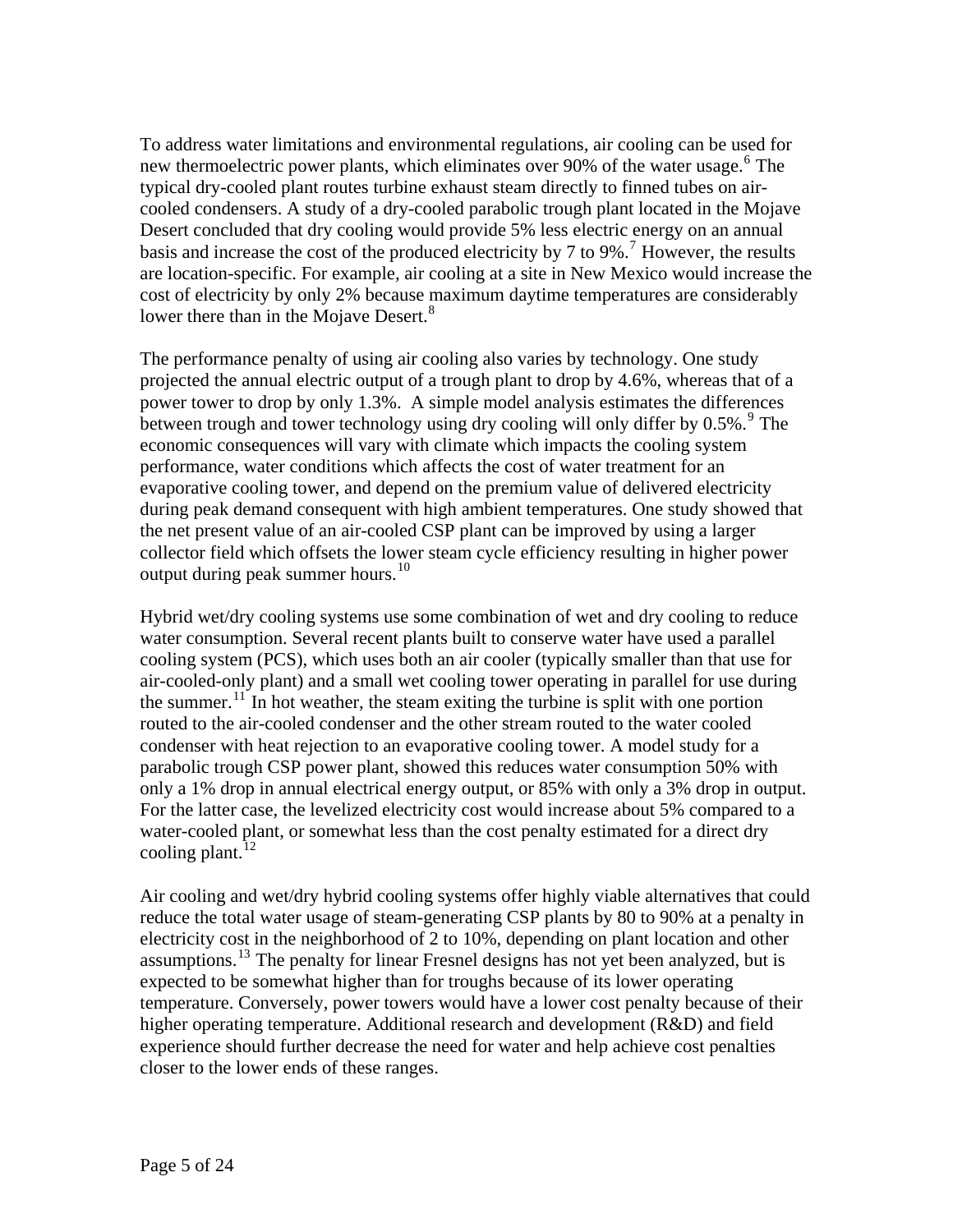To address water limitations and environmental regulations, air cooling can be used for new thermoelectric power plants, which eliminates over 90% of the water usage.[6] The typical dry-cooled plant routes turbine exhaust steam directly to finned tubes on air-cooled condensers. A study of a dry-cooled parabolic trough plant located in the Mojave Desert concluded that dry cooling would provide 5% less electric energy on an annual basis and increase the cost of the produced electricity by 7 to 9%.[7] However, the results are location-specific. For example, air cooling at a site in New Mexico would increase the cost of electricity by only 2% because maximum daytime temperatures are considerably lower there than in the Mojave Desert.[8]

The performance penalty of using air cooling also varies by technology. One study projected the annual electric output of a trough plant to drop by 4.6%, whereas that of a power tower to drop by only 1.3%. A simple model analysis estimates the differences between trough and tower technology using dry cooling will only differ by 0.5%.[9] The economic consequences will vary with climate which impacts the cooling system performance, water conditions which affects the cost of water treatment for an evaporative cooling tower, and depend on the premium value of delivered electricity during peak demand consequent with high ambient temperatures. One study showed that the net present value of an air-cooled CSP plant can be improved by using a larger collector field which offsets the lower steam cycle efficiency resulting in higher power output during peak summer hours.[10]

Hybrid wet/dry cooling systems use some combination of wet and dry cooling to reduce water consumption. Several recent plants built to conserve water have used a parallel cooling system (PCS), which uses both an air cooler (typically smaller than that use for air-cooled-only plant) and a small wet cooling tower operating in parallel for use during the summer.[11] In hot weather, the steam exiting the turbine is split with one portion routed to the air-cooled condenser and the other stream routed to the water cooled condenser with heat rejection to an evaporative cooling tower. A model study for a parabolic trough CSP power plant, showed this reduces water consumption 50% with only a 1% drop in annual electrical energy output, or 85% with only a 3% drop in output. For the latter case, the levelized electricity cost would increase about 5% compared to a water-cooled plant, or somewhat less than the cost penalty estimated for a direct dry cooling plant.[12]

Air cooling and wet/dry hybrid cooling systems offer highly viable alternatives that could reduce the total water usage of steam-generating CSP plants by 80 to 90% at a penalty in electricity cost in the neighborhood of 2 to 10%, depending on plant location and other assumptions.[13] The penalty for linear Fresnel designs has not yet been analyzed, but is expected to be somewhat higher than for troughs because of its lower operating temperature. Conversely, power towers would have a lower cost penalty because of their higher operating temperature. Additional research and development (R&D) and field experience should further decrease the need for water and help achieve cost penalties closer to the lower ends of these ranges.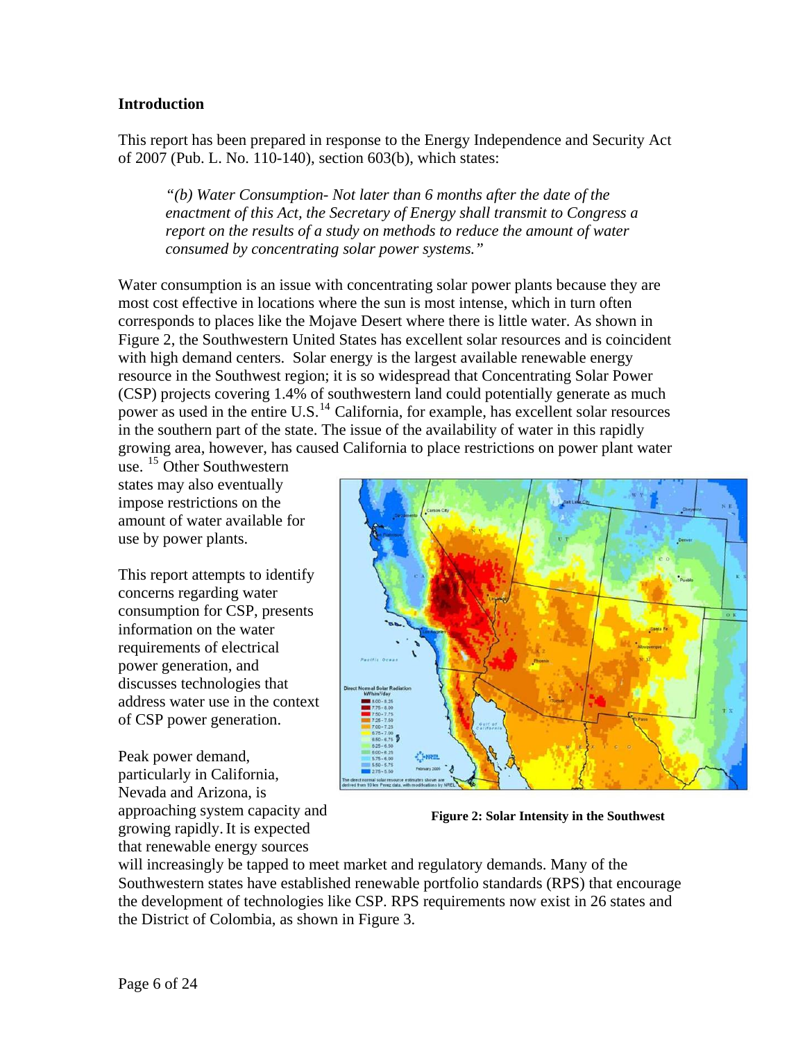**Introduction**

This report has been prepared in response to the Energy Independence and Security Act of 2007 (Pub. L. No. 110-140), section 603(b), which states:

> *"(b) Water Consumption- Not later than 6 months after the date of the enactment of this Act, the Secretary of Energy shall transmit to Congress a report on the results of a study on methods to reduce the amount of water consumed by concentrating solar power systems."*

Water consumption is an issue with concentrating solar power plants because they are most cost effective in locations where the sun is most intense, which in turn often corresponds to places like the Mojave Desert where there is little water. As shown in Figure 2, the Southwestern United States has excellent solar resources and is coincident with high demand centers. Solar energy is the largest available renewable energy resource in the Southwest region; it is so widespread that Concentrating Solar Power (CSP) projects covering 1.4% of southwestern land could potentially generate as much power as used in the entire U.S.[14] California, for example, has excellent solar resources in the southern part of the state. The issue of the availability of water in this rapidly growing area, however, has caused California to place restrictions on power plant water use. [15] Other Southwestern states may also eventually impose restrictions on the amount of water available for use by power plants.

This report attempts to identify concerns regarding water consumption for CSP, presents information on the water requirements of electrical power generation, and discusses technologies that address water use in the context of CSP power generation.

**Figure 2: Solar Intensity in the Southwest**

Peak power demand, particularly in California, Nevada and Arizona, is approaching system capacity and growing rapidly. It is expected that renewable energy sources will increasingly be tapped to meet market and regulatory demands. Many of the Southwestern states have established renewable portfolio standards (RPS) that encourage the development of technologies like CSP. RPS requirements now exist in 26 states and the District of Colombia, as shown in Figure 3.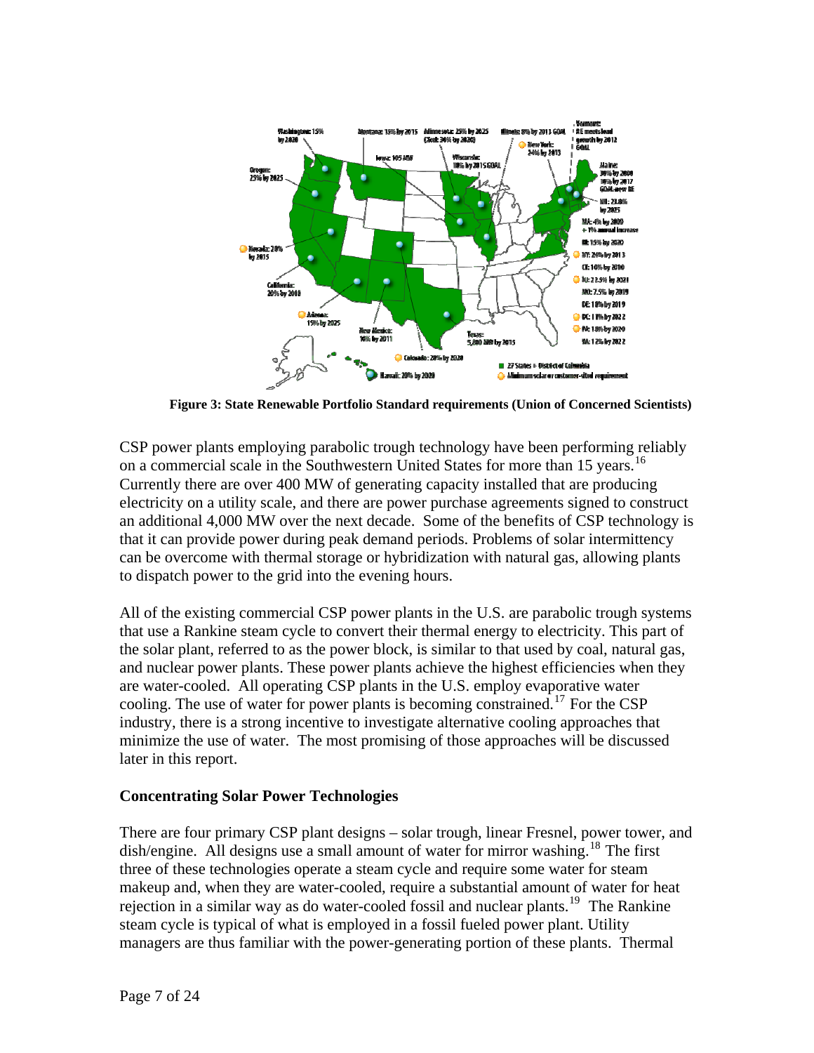**Figure 3: State Renewable Portfolio Standard requirements (Union of Concerned Scientists)**

CSP power plants employing parabolic trough technology have been performing reliably on a commercial scale in the Southwestern United States for more than 15 years.[16] Currently there are over 400 MW of generating capacity installed that are producing electricity on a utility scale, and there are power purchase agreements signed to construct an additional 4,000 MW over the next decade. Some of the benefits of CSP technology is that it can provide power during peak demand periods. Problems of solar intermittency can be overcome with thermal storage or hybridization with natural gas, allowing plants to dispatch power to the grid into the evening hours.

All of the existing commercial CSP power plants in the U.S. are parabolic trough systems that use a Rankine steam cycle to convert their thermal energy to electricity. This part of the solar plant, referred to as the power block, is similar to that used by coal, natural gas, and nuclear power plants. These power plants achieve the highest efficiencies when they are water-cooled. All operating CSP plants in the U.S. employ evaporative water cooling. The use of water for power plants is becoming constrained.[17] For the CSP industry, there is a strong incentive to investigate alternative cooling approaches that minimize the use of water. The most promising of those approaches will be discussed later in this report.

## Concentrating Solar Power Technologies

There are four primary CSP plant designs – solar trough, linear Fresnel, power tower, and dish/engine. All designs use a small amount of water for mirror washing.[18] The first three of these technologies operate a steam cycle and require some water for steam makeup and, when they are water-cooled, require a substantial amount of water for heat rejection in a similar way as do water-cooled fossil and nuclear plants.[19] The Rankine steam cycle is typical of what is employed in a fossil fueled power plant. Utility managers are thus familiar with the power-generating portion of these plants. Thermal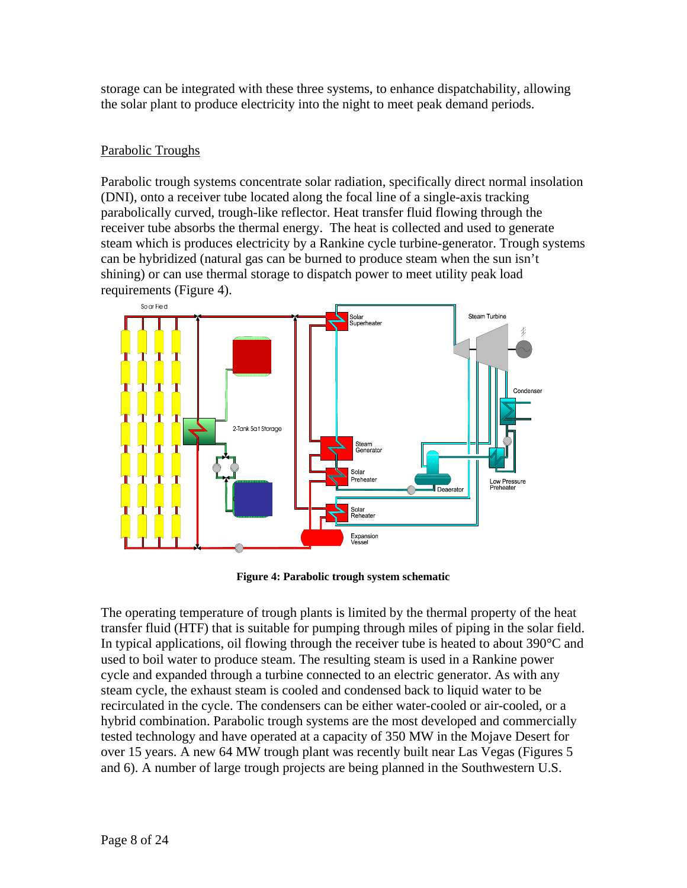storage can be integrated with these three systems, to enhance dispatchability, allowing the solar plant to produce electricity into the night to meet peak demand periods.

## Parabolic Troughs

Parabolic trough systems concentrate solar radiation, specifically direct normal insolation (DNI), onto a receiver tube located along the focal line of a single-axis tracking parabolically curved, trough-like reflector. Heat transfer fluid flowing through the receiver tube absorbs the thermal energy. The heat is collected and used to generate steam which is produces electricity by a Rankine cycle turbine-generator. Trough systems can be hybridized (natural gas can be burned to produce steam when the sun isn't shining) or can use thermal storage to dispatch power to meet utility peak load requirements (Figure 4).

**Figure 4: Parabolic trough system schematic**

The operating temperature of trough plants is limited by the thermal property of the heat transfer fluid (HTF) that is suitable for pumping through miles of piping in the solar field. In typical applications, oil flowing through the receiver tube is heated to about 390°C and used to boil water to produce steam. The resulting steam is used in a Rankine power cycle and expanded through a turbine connected to an electric generator. As with any steam cycle, the exhaust steam is cooled and condensed back to liquid water to be recirculated in the cycle. The condensers can be either water-cooled or air-cooled, or a hybrid combination. Parabolic trough systems are the most developed and commercially tested technology and have operated at a capacity of 350 MW in the Mojave Desert for over 15 years. A new 64 MW trough plant was recently built near Las Vegas (Figures 5 and 6). A number of large trough projects are being planned in the Southwestern U.S.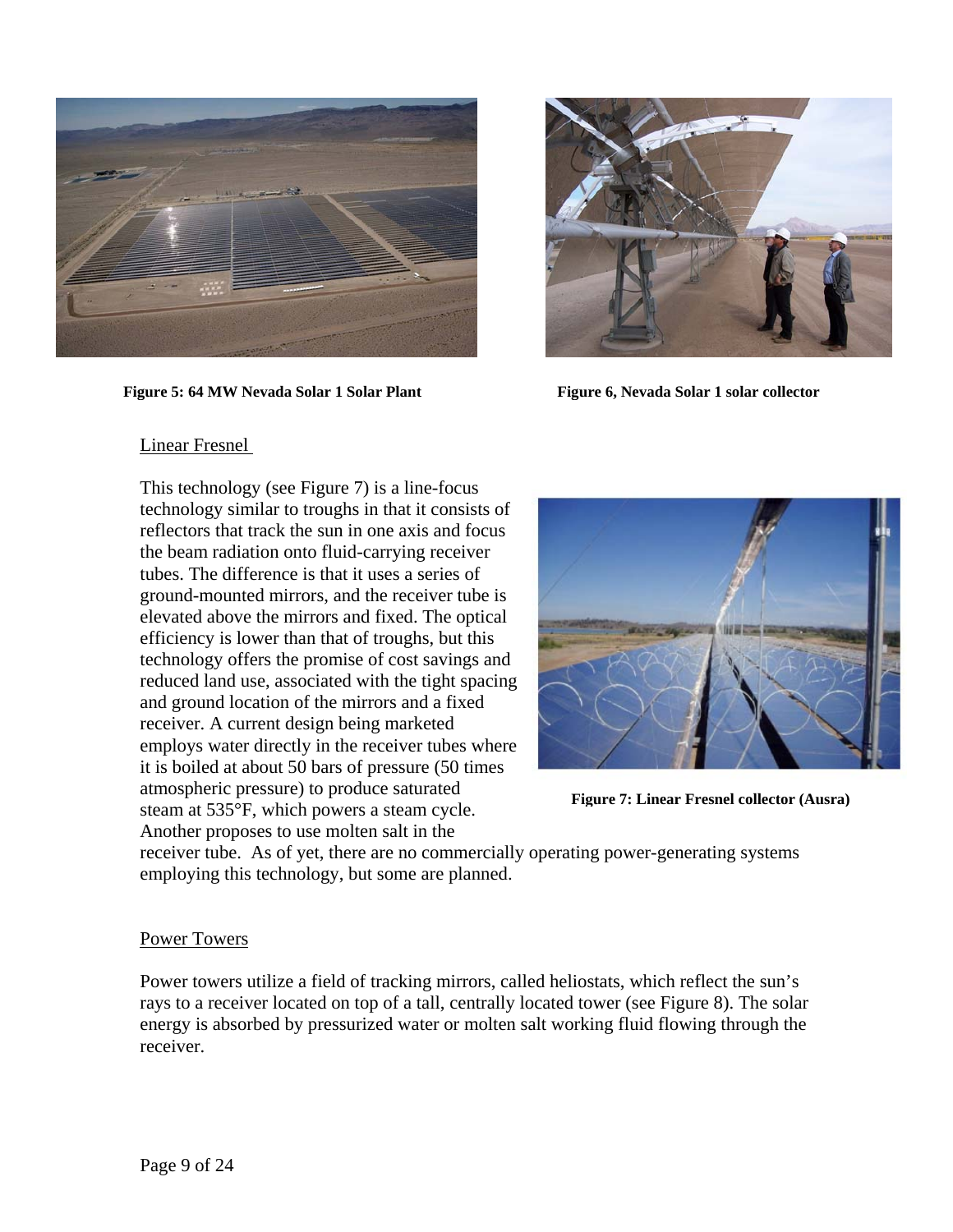**Figure 5: 64 MW Nevada Solar 1 Solar Plant**

**Figure 6, Nevada Solar 1 solar collector**

Linear Fresnel

This technology (see Figure 7) is a line-focus technology similar to troughs in that it consists of reflectors that track the sun in one axis and focus the beam radiation onto fluid-carrying receiver tubes. The difference is that it uses a series of ground-mounted mirrors, and the receiver tube is elevated above the mirrors and fixed. The optical efficiency is lower than that of troughs, but this technology offers the promise of cost savings and reduced land use, associated with the tight spacing and ground location of the mirrors and a fixed receiver. A current design being marketed employs water directly in the receiver tubes where it is boiled at about 50 bars of pressure (50 times atmospheric pressure) to produce saturated steam at 535°F, which powers a steam cycle. Another proposes to use molten salt in the receiver tube. As of yet, there are no commercially operating power-generating systems employing this technology, but some are planned.

**Figure 7: Linear Fresnel collector (Ausra)**

Power Towers

Power towers utilize a field of tracking mirrors, called heliostats, which reflect the sun's rays to a receiver located on top of a tall, centrally located tower (see Figure 8). The solar energy is absorbed by pressurized water or molten salt working fluid flowing through the receiver.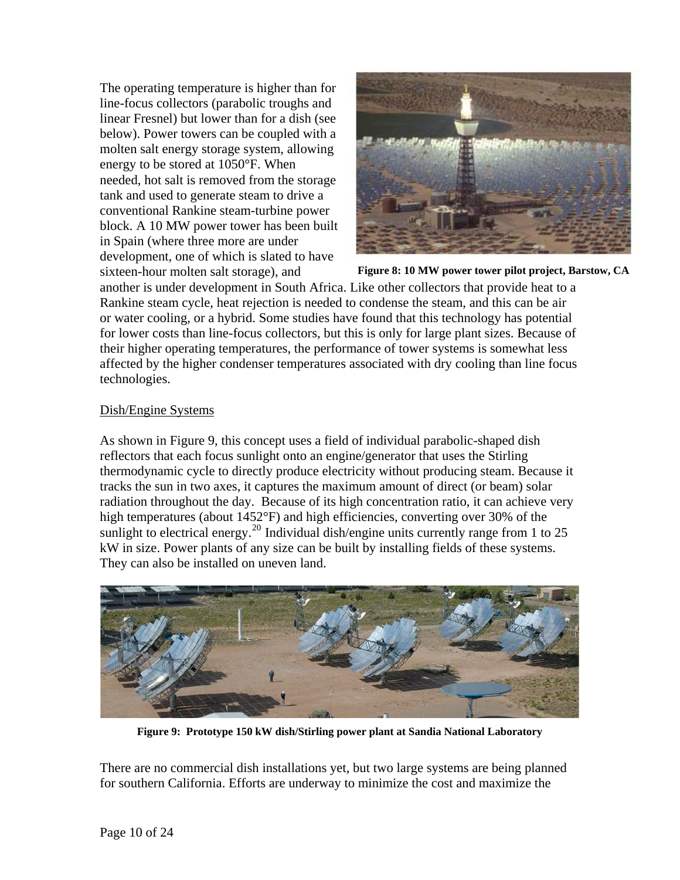The operating temperature is higher than for line-focus collectors (parabolic troughs and linear Fresnel) but lower than for a dish (see below). Power towers can be coupled with a molten salt energy storage system, allowing energy to be stored at 1050°F. When needed, hot salt is removed from the storage tank and used to generate steam to drive a conventional Rankine steam-turbine power block. A 10 MW power tower has been built in Spain (where three more are under development, one of which is slated to have sixteen-hour molten salt storage), and another is under development in South Africa. Like other collectors that provide heat to a Rankine steam cycle, heat rejection is needed to condense the steam, and this can be air or water cooling, or a hybrid. Some studies have found that this technology has potential for lower costs than line-focus collectors, but this is only for large plant sizes. Because of their higher operating temperatures, the performance of tower systems is somewhat less affected by the higher condenser temperatures associated with dry cooling than line focus technologies.

**Figure 8: 10 MW power tower pilot project, Barstow, CA**

Dish/Engine Systems

As shown in Figure 9, this concept uses a field of individual parabolic-shaped dish reflectors that each focus sunlight onto an engine/generator that uses the Stirling thermodynamic cycle to directly produce electricity without producing steam. Because it tracks the sun in two axes, it captures the maximum amount of direct (or beam) solar radiation throughout the day. Because of its high concentration ratio, it can achieve very high temperatures (about 1452°F) and high efficiencies, converting over 30% of the sunlight to electrical energy.[20] Individual dish/engine units currently range from 1 to 25 kW in size. Power plants of any size can be built by installing fields of these systems. They can also be installed on uneven land.

**Figure 9: Prototype 150 kW dish/Stirling power plant at Sandia National Laboratory**

There are no commercial dish installations yet, but two large systems are being planned for southern California. Efforts are underway to minimize the cost and maximize the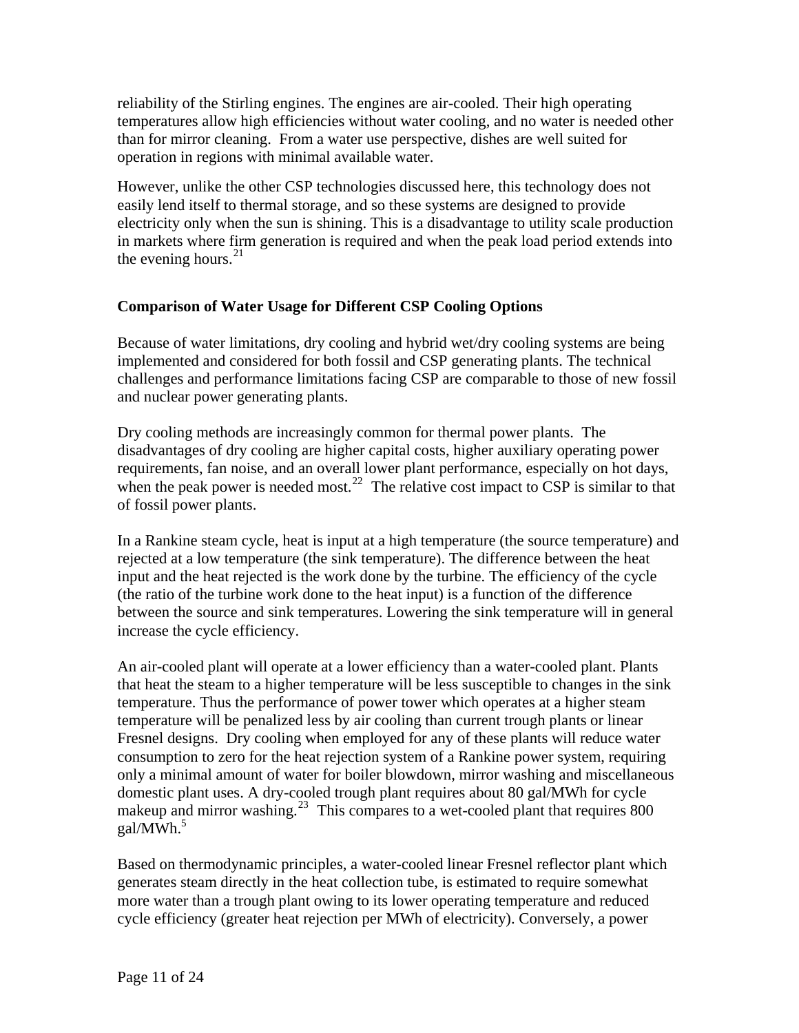reliability of the Stirling engines. The engines are air-cooled. Their high operating temperatures allow high efficiencies without water cooling, and no water is needed other than for mirror cleaning. From a water use perspective, dishes are well suited for operation in regions with minimal available water.

However, unlike the other CSP technologies discussed here, this technology does not easily lend itself to thermal storage, and so these systems are designed to provide electricity only when the sun is shining. This is a disadvantage to utility scale production in markets where firm generation is required and when the peak load period extends into the evening hours.[21]

**Comparison of Water Usage for Different CSP Cooling Options**

Because of water limitations, dry cooling and hybrid wet/dry cooling systems are being implemented and considered for both fossil and CSP generating plants. The technical challenges and performance limitations facing CSP are comparable to those of new fossil and nuclear power generating plants.

Dry cooling methods are increasingly common for thermal power plants. The disadvantages of dry cooling are higher capital costs, higher auxiliary operating power requirements, fan noise, and an overall lower plant performance, especially on hot days, when the peak power is needed most.[22] The relative cost impact to CSP is similar to that of fossil power plants.

In a Rankine steam cycle, heat is input at a high temperature (the source temperature) and rejected at a low temperature (the sink temperature). The difference between the heat input and the heat rejected is the work done by the turbine. The efficiency of the cycle (the ratio of the turbine work done to the heat input) is a function of the difference between the source and sink temperatures. Lowering the sink temperature will in general increase the cycle efficiency.

An air-cooled plant will operate at a lower efficiency than a water-cooled plant. Plants that heat the steam to a higher temperature will be less susceptible to changes in the sink temperature. Thus the performance of power tower which operates at a higher steam temperature will be penalized less by air cooling than current trough plants or linear Fresnel designs. Dry cooling when employed for any of these plants will reduce water consumption to zero for the heat rejection system of a Rankine power system, requiring only a minimal amount of water for boiler blowdown, mirror washing and miscellaneous domestic plant uses. A dry-cooled trough plant requires about 80 gal/MWh for cycle makeup and mirror washing.[23] This compares to a wet-cooled plant that requires 800 gal/MWh.[5]

Based on thermodynamic principles, a water-cooled linear Fresnel reflector plant which generates steam directly in the heat collection tube, is estimated to require somewhat more water than a trough plant owing to its lower operating temperature and reduced cycle efficiency (greater heat rejection per MWh of electricity). Conversely, a power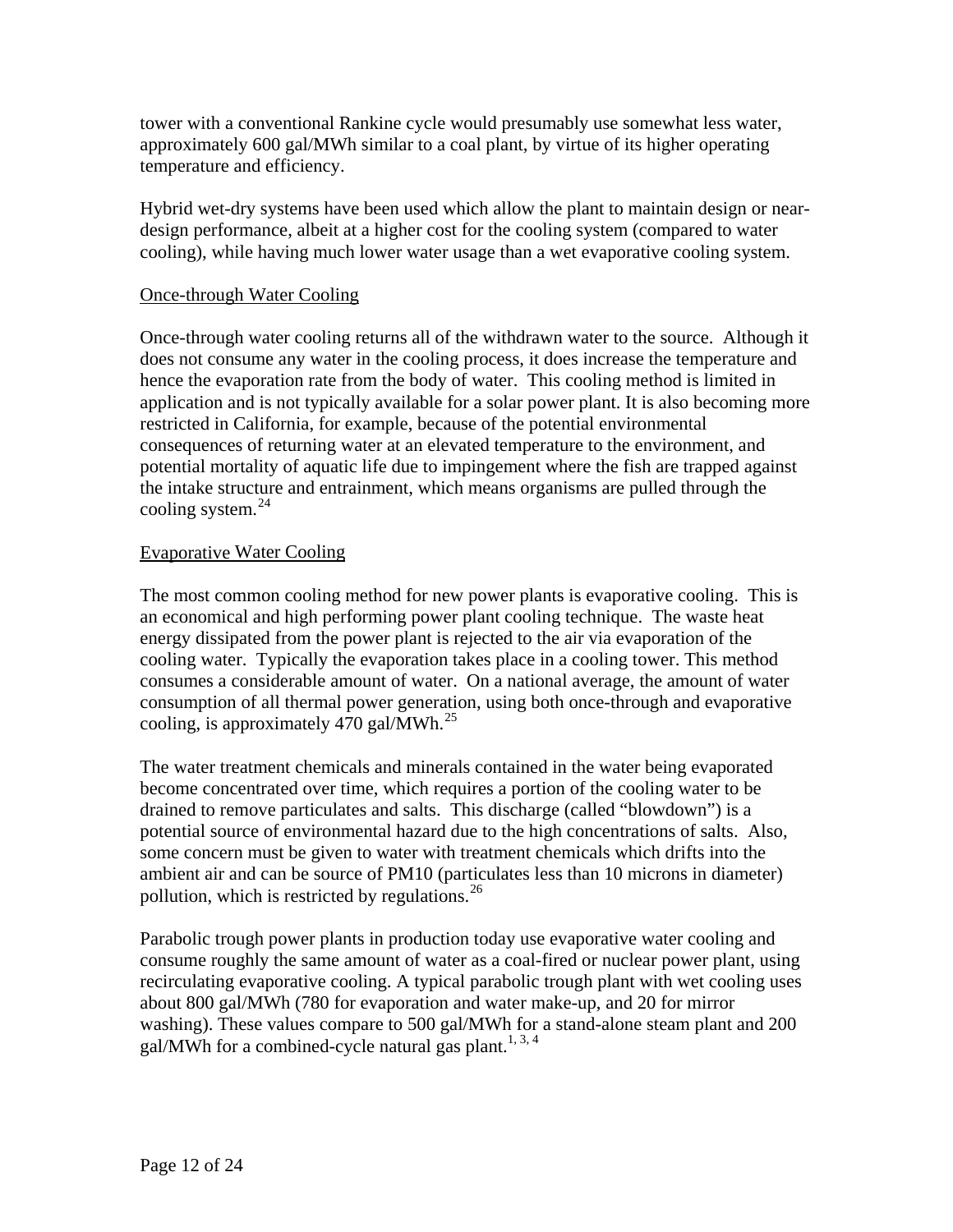tower with a conventional Rankine cycle would presumably use somewhat less water, approximately 600 gal/MWh similar to a coal plant, by virtue of its higher operating temperature and efficiency.

Hybrid wet-dry systems have been used which allow the plant to maintain design or near-design performance, albeit at a higher cost for the cooling system (compared to water cooling), while having much lower water usage than a wet evaporative cooling system.

<u>Once-through Water Cooling</u>

Once-through water cooling returns all of the withdrawn water to the source. Although it does not consume any water in the cooling process, it does increase the temperature and hence the evaporation rate from the body of water. This cooling method is limited in application and is not typically available for a solar power plant. It is also becoming more restricted in California, for example, because of the potential environmental consequences of returning water at an elevated temperature to the environment, and potential mortality of aquatic life due to impingement where the fish are trapped against the intake structure and entrainment, which means organisms are pulled through the cooling system.[24]

<u>Evaporative Water Cooling</u>

The most common cooling method for new power plants is evaporative cooling. This is an economical and high performing power plant cooling technique. The waste heat energy dissipated from the power plant is rejected to the air via evaporation of the cooling water. Typically the evaporation takes place in a cooling tower. This method consumes a considerable amount of water. On a national average, the amount of water consumption of all thermal power generation, using both once-through and evaporative cooling, is approximately 470 gal/MWh.[25]

The water treatment chemicals and minerals contained in the water being evaporated become concentrated over time, which requires a portion of the cooling water to be drained to remove particulates and salts. This discharge (called "blowdown") is a potential source of environmental hazard due to the high concentrations of salts. Also, some concern must be given to water with treatment chemicals which drifts into the ambient air and can be source of PM10 (particulates less than 10 microns in diameter) pollution, which is restricted by regulations.[26]

Parabolic trough power plants in production today use evaporative water cooling and consume roughly the same amount of water as a coal-fired or nuclear power plant, using recirculating evaporative cooling. A typical parabolic trough plant with wet cooling uses about 800 gal/MWh (780 for evaporation and water make-up, and 20 for mirror washing). These values compare to 500 gal/MWh for a stand-alone steam plant and 200 gal/MWh for a combined-cycle natural gas plant.[1, 3, 4]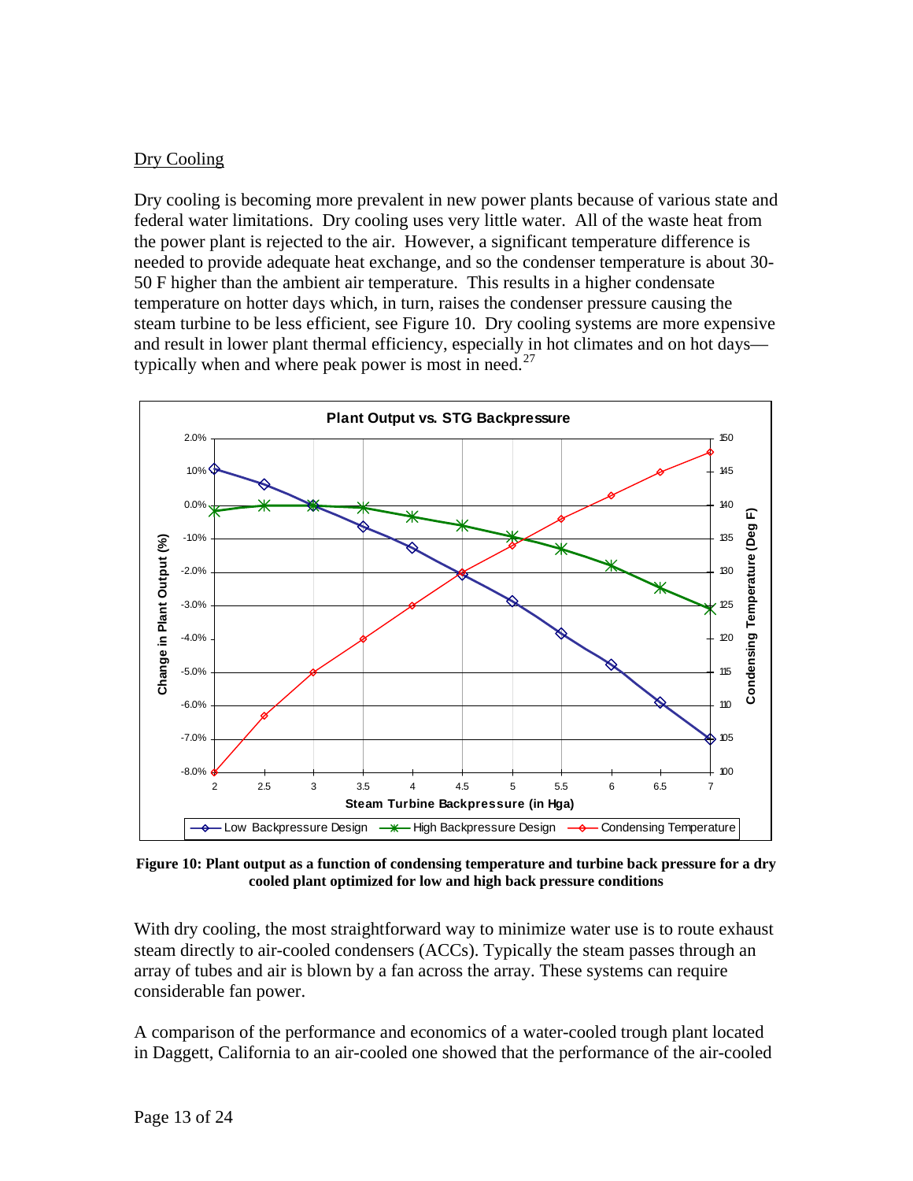## Dry Cooling

Dry cooling is becoming more prevalent in new power plants because of various state and federal water limitations. Dry cooling uses very little water. All of the waste heat from the power plant is rejected to the air. However, a significant temperature difference is needed to provide adequate heat exchange, and so the condenser temperature is about 30-50 F higher than the ambient air temperature. This results in a higher condensate temperature on hotter days which, in turn, raises the condenser pressure causing the steam turbine to be less efficient, see Figure 10. Dry cooling systems are more expensive and result in lower plant thermal efficiency, especially in hot climates and on hot days—typically when and where peak power is most in need.[27]

**Figure 10: Plant output as a function of condensing temperature and turbine back pressure for a dry cooled plant optimized for low and high back pressure conditions**

With dry cooling, the most straightforward way to minimize water use is to route exhaust steam directly to air-cooled condensers (ACCs). Typically the steam passes through an array of tubes and air is blown by a fan across the array. These systems can require considerable fan power.

A comparison of the performance and economics of a water-cooled trough plant located in Daggett, California to an air-cooled one showed that the performance of the air-cooled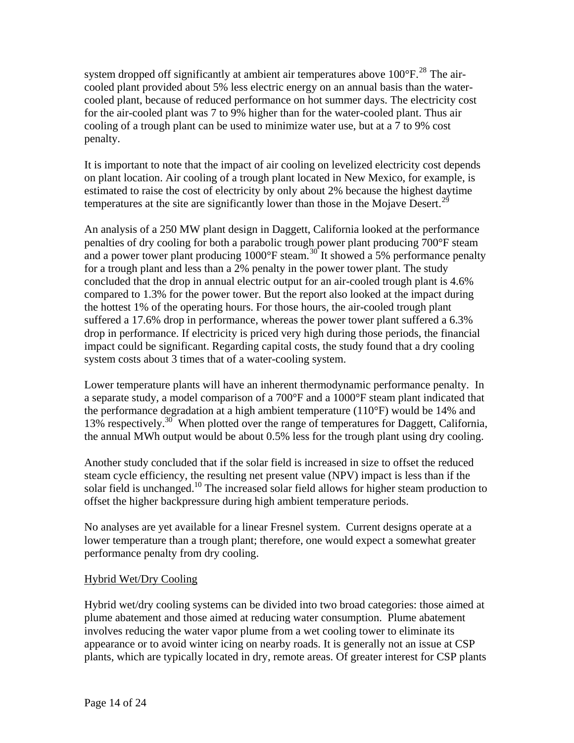system dropped off significantly at ambient air temperatures above 100°F.[28] The air-cooled plant provided about 5% less electric energy on an annual basis than the water-cooled plant, because of reduced performance on hot summer days. The electricity cost for the air-cooled plant was 7 to 9% higher than for the water-cooled plant. Thus air cooling of a trough plant can be used to minimize water use, but at a 7 to 9% cost penalty.

It is important to note that the impact of air cooling on levelized electricity cost depends on plant location. Air cooling of a trough plant located in New Mexico, for example, is estimated to raise the cost of electricity by only about 2% because the highest daytime temperatures at the site are significantly lower than those in the Mojave Desert.[29]

An analysis of a 250 MW plant design in Daggett, California looked at the performance penalties of dry cooling for both a parabolic trough power plant producing 700°F steam and a power tower plant producing 1000°F steam.[30] It showed a 5% performance penalty for a trough plant and less than a 2% penalty in the power tower plant. The study concluded that the drop in annual electric output for an air-cooled trough plant is 4.6% compared to 1.3% for the power tower. But the report also looked at the impact during the hottest 1% of the operating hours. For those hours, the air-cooled trough plant suffered a 17.6% drop in performance, whereas the power tower plant suffered a 6.3% drop in performance. If electricity is priced very high during those periods, the financial impact could be significant. Regarding capital costs, the study found that a dry cooling system costs about 3 times that of a water-cooling system.

Lower temperature plants will have an inherent thermodynamic performance penalty. In a separate study, a model comparison of a 700°F and a 1000°F steam plant indicated that the performance degradation at a high ambient temperature (110°F) would be 14% and 13% respectively.[30] When plotted over the range of temperatures for Daggett, California, the annual MWh output would be about 0.5% less for the trough plant using dry cooling.

Another study concluded that if the solar field is increased in size to offset the reduced steam cycle efficiency, the resulting net present value (NPV) impact is less than if the solar field is unchanged.[10] The increased solar field allows for higher steam production to offset the higher backpressure during high ambient temperature periods.

No analyses are yet available for a linear Fresnel system. Current designs operate at a lower temperature than a trough plant; therefore, one would expect a somewhat greater performance penalty from dry cooling.

<u>Hybrid Wet/Dry Cooling</u>

Hybrid wet/dry cooling systems can be divided into two broad categories: those aimed at plume abatement and those aimed at reducing water consumption. Plume abatement involves reducing the water vapor plume from a wet cooling tower to eliminate its appearance or to avoid winter icing on nearby roads. It is generally not an issue at CSP plants, which are typically located in dry, remote areas. Of greater interest for CSP plants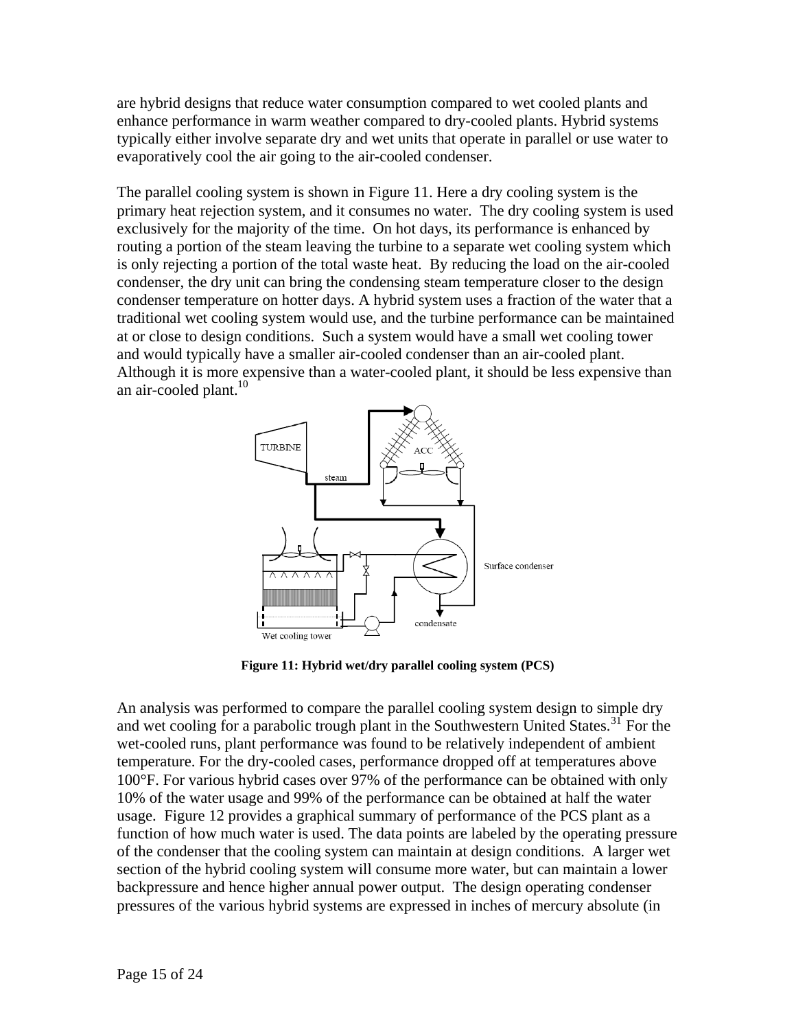are hybrid designs that reduce water consumption compared to wet cooled plants and enhance performance in warm weather compared to dry-cooled plants. Hybrid systems typically either involve separate dry and wet units that operate in parallel or use water to evaporatively cool the air going to the air-cooled condenser.

The parallel cooling system is shown in Figure 11. Here a dry cooling system is the primary heat rejection system, and it consumes no water. The dry cooling system is used exclusively for the majority of the time. On hot days, its performance is enhanced by routing a portion of the steam leaving the turbine to a separate wet cooling system which is only rejecting a portion of the total waste heat. By reducing the load on the air-cooled condenser, the dry unit can bring the condensing steam temperature closer to the design condenser temperature on hotter days. A hybrid system uses a fraction of the water that a traditional wet cooling system would use, and the turbine performance can be maintained at or close to design conditions. Such a system would have a small wet cooling tower and would typically have a smaller air-cooled condenser than an air-cooled plant. Although it is more expensive than a water-cooled plant, it should be less expensive than an air-cooled plant.[10]

**Figure 11: Hybrid wet/dry parallel cooling system (PCS)**

An analysis was performed to compare the parallel cooling system design to simple dry and wet cooling for a parabolic trough plant in the Southwestern United States.[31] For the wet-cooled runs, plant performance was found to be relatively independent of ambient temperature. For the dry-cooled cases, performance dropped off at temperatures above 100°F. For various hybrid cases over 97% of the performance can be obtained with only 10% of the water usage and 99% of the performance can be obtained at half the water usage. Figure 12 provides a graphical summary of performance of the PCS plant as a function of how much water is used. The data points are labeled by the operating pressure of the condenser that the cooling system can maintain at design conditions. A larger wet section of the hybrid cooling system will consume more water, but can maintain a lower backpressure and hence higher annual power output. The design operating condenser pressures of the various hybrid systems are expressed in inches of mercury absolute (in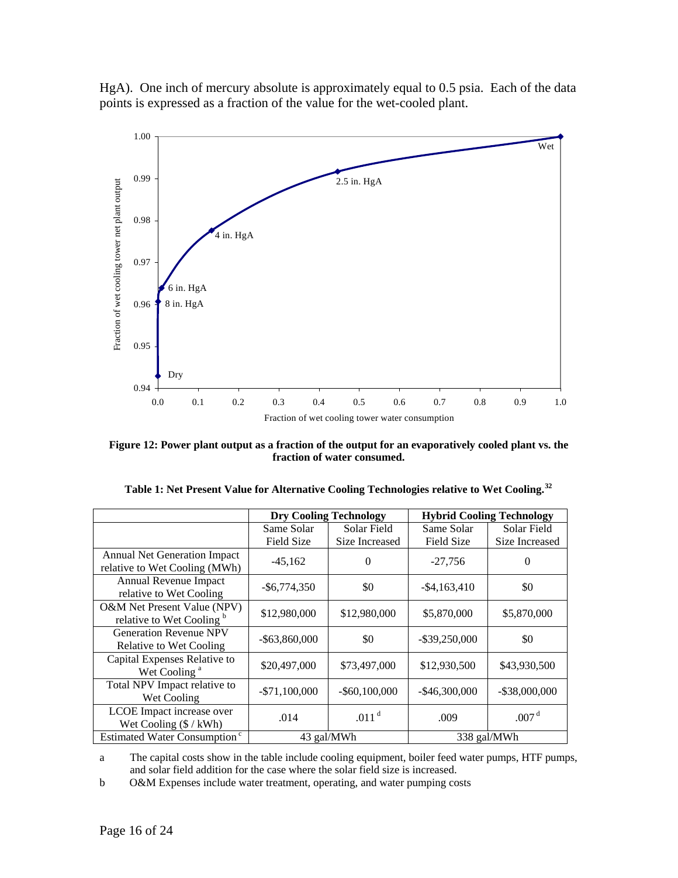HgA). One inch of mercury absolute is approximately equal to 0.5 psia. Each of the data points is expressed as a fraction of the value for the wet-cooled plant.

**Figure 12: Power plant output as a fraction of the output for an evaporatively cooled plant vs. the fraction of water consumed.**

**Table 1: Net Present Value for Alternative Cooling Technologies relative to Wet Cooling.[32]**

| | **Dry Cooling Technology** | | **Hybrid Cooling Technology** | |
|---|---|---|---|---|
| | Same Solar Field Size | Solar Field Size Increased | Same Solar Field Size | Solar Field Size Increased |
| Annual Net Generation Impact relative to Wet Cooling (MWh) | -45,162 | 0 | -27,756 | 0 |
| Annual Revenue Impact relative to Wet Cooling | -$6,774,350 | $0 | -$4,163,410 | $0 |
| O&M Net Present Value (NPV) relative to Wet Cooling [b] | $12,980,000 | $12,980,000 | $5,870,000 | $5,870,000 |
| Generation Revenue NPV Relative to Wet Cooling | -$63,860,000 | $0 | -$39,250,000 | $0 |
| Capital Expenses Relative to Wet Cooling [a] | $20,497,000 | $73,497,000 | $12,930,500 | $43,930,500 |
| Total NPV Impact relative to Wet Cooling | -$71,100,000 | -$60,100,000 | -$46,300,000 | -$38,000,000 |
| LCOE Impact increase over Wet Cooling ($ / kWh) | .014 | .011 [d] | .009 | .007 [d] |
| Estimated Water Consumption [c] | 43 gal/MWh | | 338 gal/MWh | |

a The capital costs show in the table include cooling equipment, boiler feed water pumps, HTF pumps, and solar field addition for the case where the solar field size is increased.

b O&M Expenses include water treatment, operating, and water pumping costs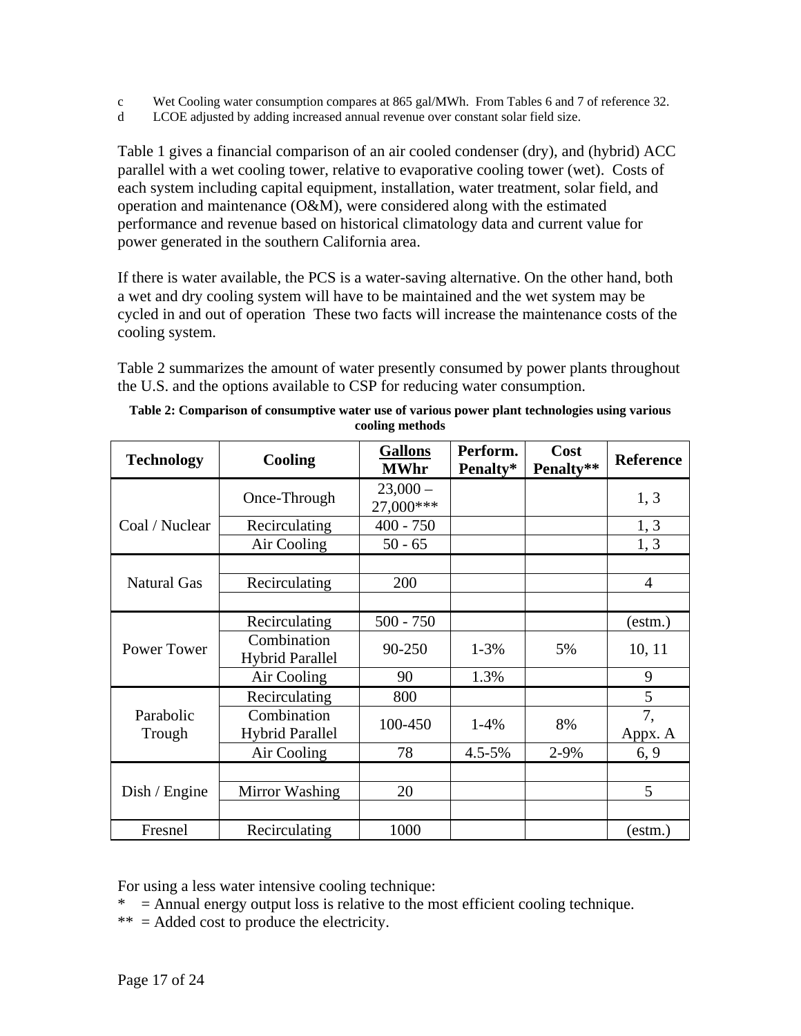c Wet Cooling water consumption compares at 865 gal/MWh. From Tables 6 and 7 of reference 32.
d LCOE adjusted by adding increased annual revenue over constant solar field size.

Table 1 gives a financial comparison of an air cooled condenser (dry), and (hybrid) ACC parallel with a wet cooling tower, relative to evaporative cooling tower (wet). Costs of each system including capital equipment, installation, water treatment, solar field, and operation and maintenance (O&M), were considered along with the estimated performance and revenue based on historical climatology data and current value for power generated in the southern California area.

If there is water available, the PCS is a water-saving alternative. On the other hand, both a wet and dry cooling system will have to be maintained and the wet system may be cycled in and out of operation These two facts will increase the maintenance costs of the cooling system.

Table 2 summarizes the amount of water presently consumed by power plants throughout the U.S. and the options available to CSP for reducing water consumption.

**Table 2: Comparison of consumptive water use of various power plant technologies using various cooling methods**

| Technology | Cooling | Gallons MWhr | Perform. Penalty* | Cost Penalty** | Reference |
|---|---|---|---|---|---|
| Coal / Nuclear | Once-Through | 23,000 – 27,000*** | | | 1, 3 |
| | Recirculating | 400 - 750 | | | 1, 3 |
| | Air Cooling | 50 - 65 | | | 1, 3 |
| Natural Gas | | | | | |
| | Recirculating | 200 | | | 4 |
| | | | | | |
| Power Tower | Recirculating | 500 - 750 | | | (estm.) |
| | Combination Hybrid Parallel | 90-250 | 1-3% | 5% | 10, 11 |
| | Air Cooling | 90 | 1.3% | | 9 |
| Parabolic Trough | Recirculating | 800 | | | 5 |
| | Combination Hybrid Parallel | 100-450 | 1-4% | 8% | 7, Appx. A |
| | Air Cooling | 78 | 4.5-5% | 2-9% | 6, 9 |
| Dish / Engine | | | | | |
| | Mirror Washing | 20 | | | 5 |
| | | | | | |
| Fresnel | Recirculating | 1000 | | | (estm.) |

For using a less water intensive cooling technique:
* = Annual energy output loss is relative to the most efficient cooling technique.
** = Added cost to produce the electricity.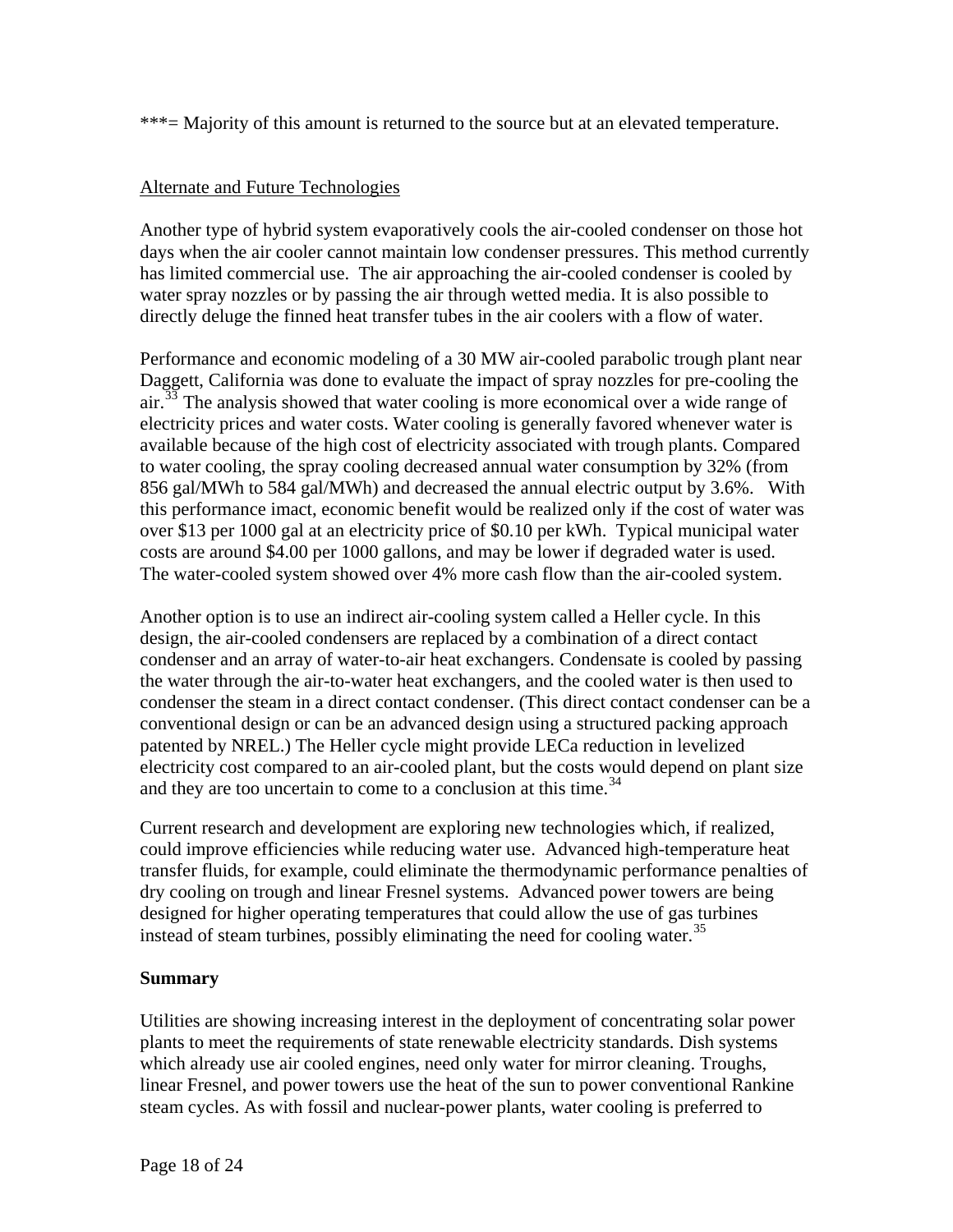***= Majority of this amount is returned to the source but at an elevated temperature.

Alternate and Future Technologies

Another type of hybrid system evaporatively cools the air-cooled condenser on those hot days when the air cooler cannot maintain low condenser pressures. This method currently has limited commercial use. The air approaching the air-cooled condenser is cooled by water spray nozzles or by passing the air through wetted media. It is also possible to directly deluge the finned heat transfer tubes in the air coolers with a flow of water.

Performance and economic modeling of a 30 MW air-cooled parabolic trough plant near Daggett, California was done to evaluate the impact of spray nozzles for pre-cooling the air.[33] The analysis showed that water cooling is more economical over a wide range of electricity prices and water costs. Water cooling is generally favored whenever water is available because of the high cost of electricity associated with trough plants. Compared to water cooling, the spray cooling decreased annual water consumption by 32% (from 856 gal/MWh to 584 gal/MWh) and decreased the annual electric output by 3.6%. With this performance imact, economic benefit would be realized only if the cost of water was over $13 per 1000 gal at an electricity price of $0.10 per kWh. Typical municipal water costs are around $4.00 per 1000 gallons, and may be lower if degraded water is used. The water-cooled system showed over 4% more cash flow than the air-cooled system.

Another option is to use an indirect air-cooling system called a Heller cycle. In this design, the air-cooled condensers are replaced by a combination of a direct contact condenser and an array of water-to-air heat exchangers. Condensate is cooled by passing the water through the air-to-water heat exchangers, and the cooled water is then used to condenser the steam in a direct contact condenser. (This direct contact condenser can be a conventional design or can be an advanced design using a structured packing approach patented by NREL.) The Heller cycle might provide LECa reduction in levelized electricity cost compared to an air-cooled plant, but the costs would depend on plant size and they are too uncertain to come to a conclusion at this time.[34]

Current research and development are exploring new technologies which, if realized, could improve efficiencies while reducing water use. Advanced high-temperature heat transfer fluids, for example, could eliminate the thermodynamic performance penalties of dry cooling on trough and linear Fresnel systems. Advanced power towers are being designed for higher operating temperatures that could allow the use of gas turbines instead of steam turbines, possibly eliminating the need for cooling water.[35]

**Summary**

Utilities are showing increasing interest in the deployment of concentrating solar power plants to meet the requirements of state renewable electricity standards. Dish systems which already use air cooled engines, need only water for mirror cleaning. Troughs, linear Fresnel, and power towers use the heat of the sun to power conventional Rankine steam cycles. As with fossil and nuclear-power plants, water cooling is preferred to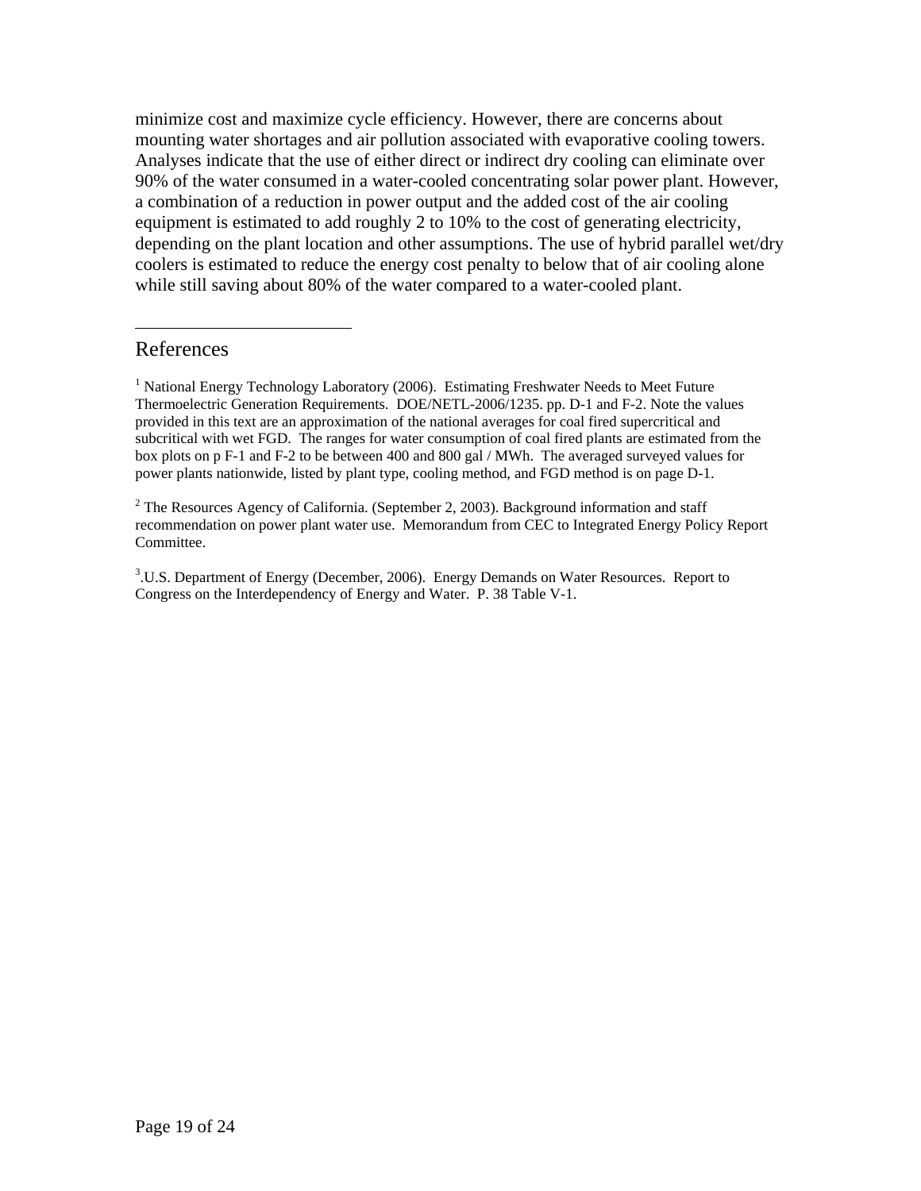minimize cost and maximize cycle efficiency. However, there are concerns about mounting water shortages and air pollution associated with evaporative cooling towers. Analyses indicate that the use of either direct or indirect dry cooling can eliminate over 90% of the water consumed in a water-cooled concentrating solar power plant. However, a combination of a reduction in power output and the added cost of the air cooling equipment is estimated to add roughly 2 to 10% to the cost of generating electricity, depending on the plant location and other assumptions. The use of hybrid parallel wet/dry coolers is estimated to reduce the energy cost penalty to below that of air cooling alone while still saving about 80% of the water compared to a water-cooled plant.

---

## References

[1] National Energy Technology Laboratory (2006). Estimating Freshwater Needs to Meet Future Thermoelectric Generation Requirements. DOE/NETL-2006/1235. pp. D-1 and F-2. Note the values provided in this text are an approximation of the national averages for coal fired supercritical and subcritical with wet FGD. The ranges for water consumption of coal fired plants are estimated from the box plots on p F-1 and F-2 to be between 400 and 800 gal / MWh. The averaged surveyed values for power plants nationwide, listed by plant type, cooling method, and FGD method is on page D-1.

[2] The Resources Agency of California. (September 2, 2003). Background information and staff recommendation on power plant water use. Memorandum from CEC to Integrated Energy Policy Report Committee.

[3].U.S. Department of Energy (December, 2006). Energy Demands on Water Resources. Report to Congress on the Interdependency of Energy and Water. P. 38 Table V-1.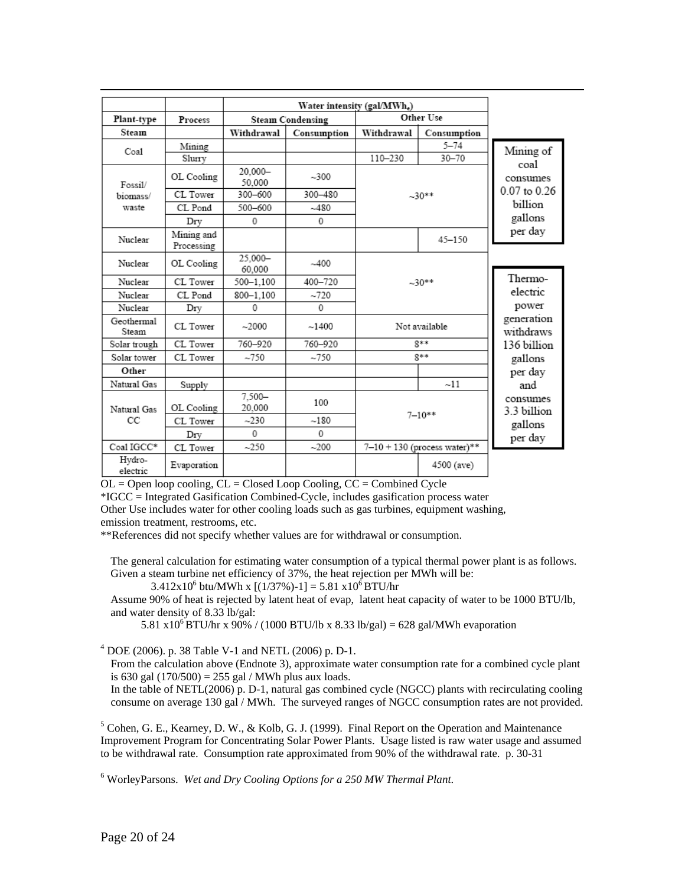| | | Water intensity (gal/MWh$_e$) | | | |
|---|---|---|---|---|---|
| Plant-type | Process | Steam Condensing | | Other Use | |
| Steam | | Withdrawal | Consumption | Withdrawal | Consumption |
| Coal | Mining | | | | 5–74 |
| | Slurry | | | 110–230 | 30–70 |
| Fossil/ biomass/ waste | OL Cooling | 20,000–50,000 | ~300 | ~30** | |
| | CL Tower | 300–600 | 300–480 | | |
| | CL Pond | 500–600 | ~480 | | |
| | Dry | 0 | 0 | | |
| Nuclear | Mining and Processing | | | | 45–150 |
| Nuclear | OL Cooling | 25,000–60,000 | ~400 | ~30** | |
| Nuclear | CL Tower | 500–1,100 | 400–720 | | |
| Nuclear | CL Pond | 800–1,100 | ~720 | | |
| Nuclear | Dry | 0 | 0 | | |
| Geothermal Steam | CL Tower | ~2000 | ~1400 | Not available | |
| Solar trough | CL Tower | 760–920 | 760–920 | 8** | |
| Solar tower | CL Tower | ~750 | ~750 | 8** | |
| Other | | | | | |
| Natural Gas | Supply | | | | ~11 |
| Natural Gas CC | OL Cooling | 7,500–20,000 | 100 | 7–10** | |
| | CL Tower | ~230 | ~180 | | |
| | Dry | 0 | 0 | | |
| Coal IGCC* | CL Tower | ~250 | ~200 | 7–10 + 130 (process water)** | |
| Hydro-electric | Evaporation | | | | 4500 (ave) |

Mining of coal consumes 0.07 to 0.26 billion gallons per day

Thermo-electric power generation withdraws 136 billion gallons per day and consumes 3.3 billion gallons per day

OL = Open loop cooling, CL = Closed Loop Cooling, CC = Combined Cycle
*IGCC = Integrated Gasification Combined-Cycle, includes gasification process water
Other Use includes water for other cooling loads such as gas turbines, equipment washing, emission treatment, restrooms, etc.
**References did not specify whether values are for withdrawal or consumption.

The general calculation for estimating water consumption of a typical thermal power plant is as follows. Given a steam turbine net efficiency of 37%, the heat rejection per MWh will be:

$3.412\times10^6$ btu/MWh x [(1/37%)-1] = $5.81\times10^6$ BTU/hr

Assume 90% of heat is rejected by latent heat of evap, latent heat capacity of water to be 1000 BTU/lb, and water density of 8.33 lb/gal:

$5.81\times10^6$ BTU/hr x 90% / (1000 BTU/lb x 8.33 lb/gal) = 628 gal/MWh evaporation

[4] DOE (2006). p. 38 Table V-1 and NETL (2006) p. D-1.
From the calculation above (Endnote 3), approximate water consumption rate for a combined cycle plant is 630 gal (170/500) = 255 gal / MWh plus aux loads.
In the table of NETL(2006) p. D-1, natural gas combined cycle (NGCC) plants with recirculating cooling consume on average 130 gal / MWh. The surveyed ranges of NGCC consumption rates are not provided.

[5] Cohen, G. E., Kearney, D. W., & Kolb, G. J. (1999). Final Report on the Operation and Maintenance Improvement Program for Concentrating Solar Power Plants. Usage listed is raw water usage and assumed to be withdrawal rate. Consumption rate approximated from 90% of the withdrawal rate. p. 30-31

[6] WorleyParsons. *Wet and Dry Cooling Options for a 250 MW Thermal Plant.*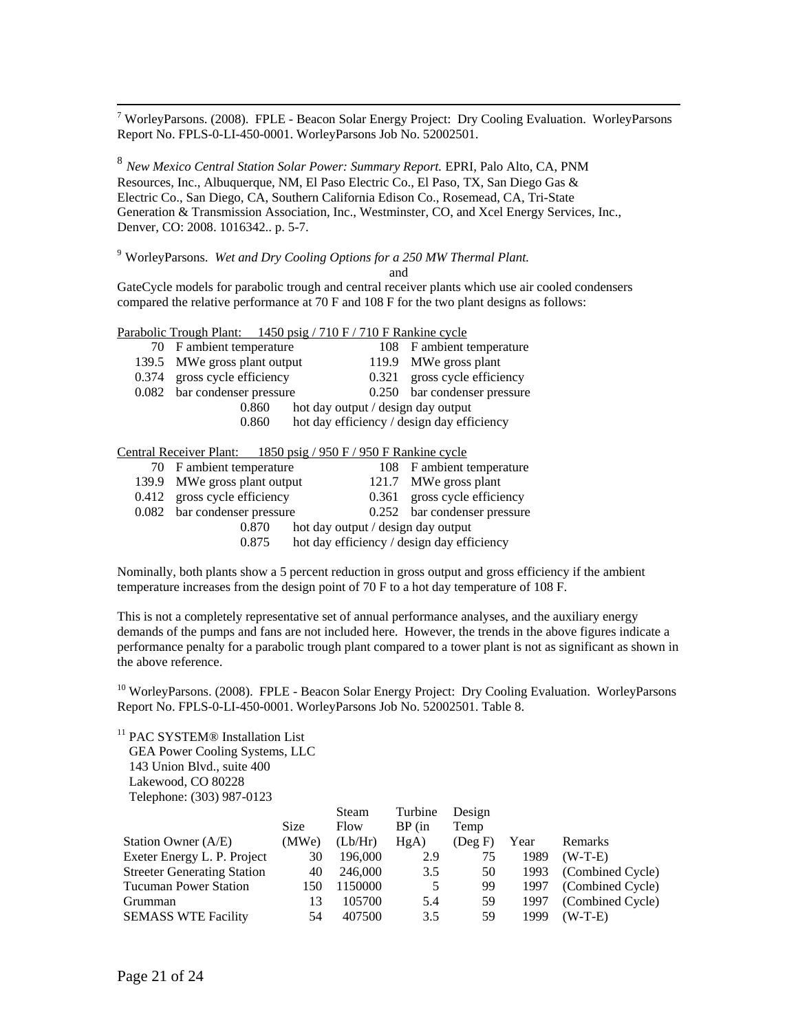[7] WorleyParsons. (2008). FPLE - Beacon Solar Energy Project: Dry Cooling Evaluation. WorleyParsons Report No. FPLS-0-LI-450-0001. WorleyParsons Job No. 52002501.

[8] *New Mexico Central Station Solar Power: Summary Report.* EPRI, Palo Alto, CA, PNM Resources, Inc., Albuquerque, NM, El Paso Electric Co., El Paso, TX, San Diego Gas & Electric Co., San Diego, CA, Southern California Edison Co., Rosemead, CA, Tri-State Generation & Transmission Association, Inc., Westminster, CO, and Xcel Energy Services, Inc., Denver, CO: 2008. 1016342.. p. 5-7.

[9] WorleyParsons. *Wet and Dry Cooling Options for a 250 MW Thermal Plant.*

and

GateCycle models for parabolic trough and central receiver plants which use air cooled condensers compared the relative performance at 70 F and 108 F for the two plant designs as follows:

Parabolic Trough Plant: 1450 psig / 710 F / 710 F Rankine cycle

| | | | |
|---|---|---|---|
| 70 | F ambient temperature | 108 | F ambient temperature |
| 139.5 | MWe gross plant output | 119.9 | MWe gross plant |
| 0.374 | gross cycle efficiency | 0.321 | gross cycle efficiency |
| 0.082 | bar condenser pressure | 0.250 | bar condenser pressure |
| | 0.860 | hot day output / design day output | |
| | 0.860 | hot day efficiency / design day efficiency | |

Central Receiver Plant: 1850 psig / 950 F / 950 F Rankine cycle

| | | | |
|---|---|---|---|
| 70 | F ambient temperature | 108 | F ambient temperature |
| 139.9 | MWe gross plant output | 121.7 | MWe gross plant |
| 0.412 | gross cycle efficiency | 0.361 | gross cycle efficiency |
| 0.082 | bar condenser pressure | 0.252 | bar condenser pressure |
| | 0.870 | hot day output / design day output | |
| | 0.875 | hot day efficiency / design day efficiency | |

Nominally, both plants show a 5 percent reduction in gross output and gross efficiency if the ambient temperature increases from the design point of 70 F to a hot day temperature of 108 F.

This is not a completely representative set of annual performance analyses, and the auxiliary energy demands of the pumps and fans are not included here. However, the trends in the above figures indicate a performance penalty for a parabolic trough plant compared to a tower plant is not as significant as shown in the above reference.

[10] WorleyParsons. (2008). FPLE - Beacon Solar Energy Project: Dry Cooling Evaluation. WorleyParsons Report No. FPLS-0-LI-450-0001. WorleyParsons Job No. 52002501. Table 8.

[11] PAC SYSTEM® Installation List
GEA Power Cooling Systems, LLC
143 Union Blvd., suite 400
Lakewood, CO 80228
Telephone: (303) 987-0123

| Station Owner (A/E) | Size (MWe) | Steam Flow (Lb/Hr) | Turbine BP (in HgA) | Design Temp (Deg F) | Year | Remarks |
|---|---|---|---|---|---|---|
| Exeter Energy L. P. Project | 30 | 196,000 | 2.9 | 75 | 1989 | (W-T-E) |
| Streeter Generating Station | 40 | 246,000 | 3.5 | 50 | 1993 | (Combined Cycle) |
| Tucuman Power Station | 150 | 1150000 | 5 | 99 | 1997 | (Combined Cycle) |
| Grumman | 13 | 105700 | 5.4 | 59 | 1997 | (Combined Cycle) |
| SEMASS WTE Facility | 54 | 407500 | 3.5 | 59 | 1999 | (W-T-E) |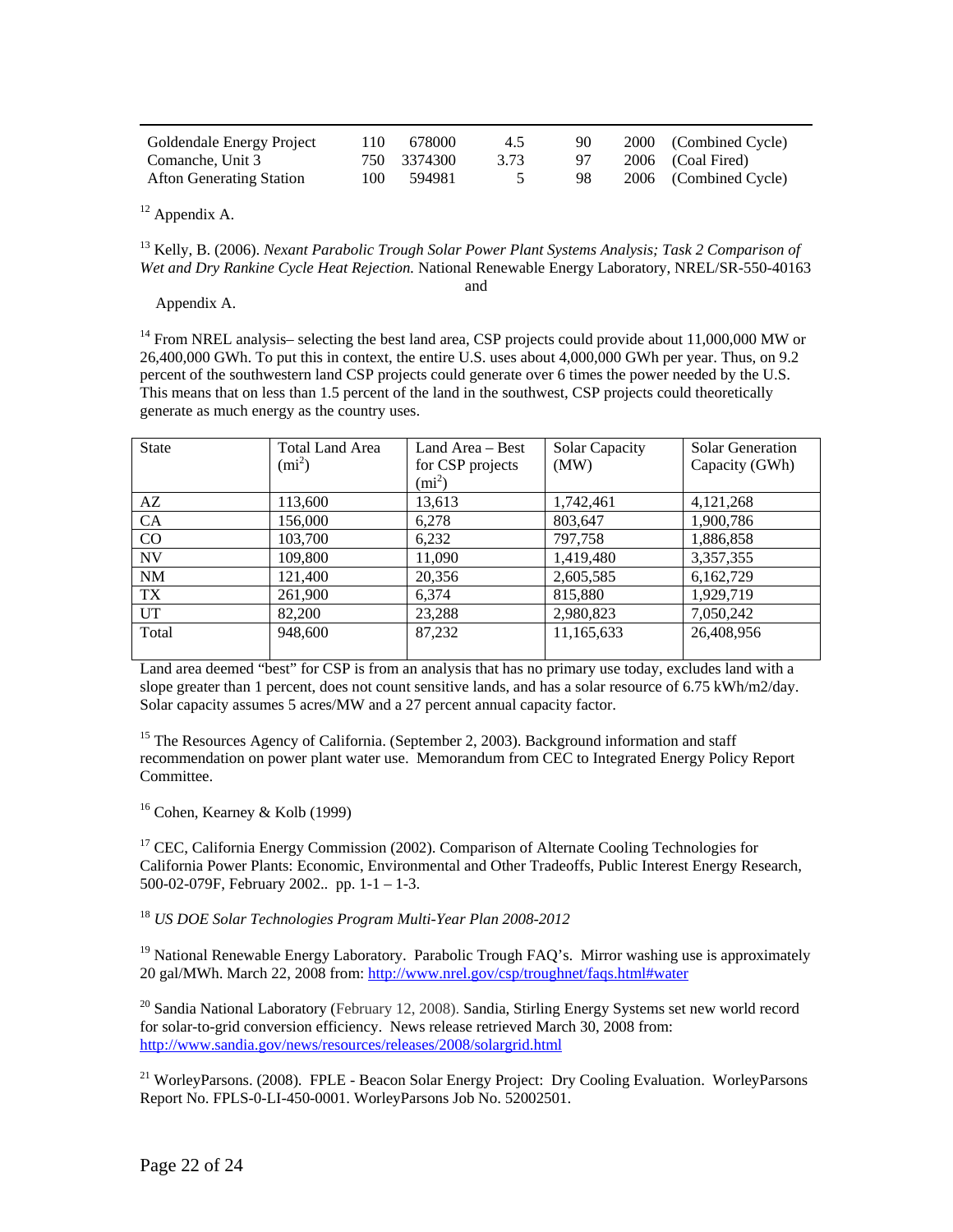| | | | | | | |
|---|---|---|---|---|---|---|
| Goldendale Energy Project | 110 | 678000 | 4.5 | 90 | 2000 | (Combined Cycle) |
| Comanche, Unit 3 | 750 | 3374300 | 3.73 | 97 | 2006 | (Coal Fired) |
| Afton Generating Station | 100 | 594981 | 5 | 98 | 2006 | (Combined Cycle) |

[12] Appendix A.

[13] Kelly, B. (2006). *Nexant Parabolic Trough Solar Power Plant Systems Analysis; Task 2 Comparison of Wet and Dry Rankine Cycle Heat Rejection.* National Renewable Energy Laboratory, NREL/SR-550-40163 and Appendix A.

[14] From NREL analysis– selecting the best land area, CSP projects could provide about 11,000,000 MW or 26,400,000 GWh. To put this in context, the entire U.S. uses about 4,000,000 GWh per year. Thus, on 9.2 percent of the southwestern land CSP projects could generate over 6 times the power needed by the U.S. This means that on less than 1.5 percent of the land in the southwest, CSP projects could theoretically generate as much energy as the country uses.

| State | Total Land Area ($mi^2$) | Land Area – Best for CSP projects ($mi^2$) | Solar Capacity (MW) | Solar Generation Capacity (GWh) |
|---|---|---|---|---|
| AZ | 113,600 | 13,613 | 1,742,461 | 4,121,268 |
| CA | 156,000 | 6,278 | 803,647 | 1,900,786 |
| CO | 103,700 | 6,232 | 797,758 | 1,886,858 |
| NV | 109,800 | 11,090 | 1,419,480 | 3,357,355 |
| NM | 121,400 | 20,356 | 2,605,585 | 6,162,729 |
| TX | 261,900 | 6,374 | 815,880 | 1,929,719 |
| UT | 82,200 | 23,288 | 2,980,823 | 7,050,242 |
| Total | 948,600 | 87,232 | 11,165,633 | 26,408,956 |

Land area deemed "best" for CSP is from an analysis that has no primary use today, excludes land with a slope greater than 1 percent, does not count sensitive lands, and has a solar resource of 6.75 kWh/m2/day. Solar capacity assumes 5 acres/MW and a 27 percent annual capacity factor.

[15] The Resources Agency of California. (September 2, 2003). Background information and staff recommendation on power plant water use. Memorandum from CEC to Integrated Energy Policy Report Committee.

[16] Cohen, Kearney & Kolb (1999)

[17] CEC, California Energy Commission (2002). Comparison of Alternate Cooling Technologies for California Power Plants: Economic, Environmental and Other Tradeoffs, Public Interest Energy Research, 500-02-079F, February 2002.. pp. 1-1 – 1-3.

[18] *US DOE Solar Technologies Program Multi-Year Plan 2008-2012*

[19] National Renewable Energy Laboratory. Parabolic Trough FAQ's. Mirror washing use is approximately 20 gal/MWh. March 22, 2008 from: http://www.nrel.gov/csp/troughnet/faqs.html#water

[20] Sandia National Laboratory (February 12, 2008). Sandia, Stirling Energy Systems set new world record for solar-to-grid conversion efficiency. News release retrieved March 30, 2008 from: http://www.sandia.gov/news/resources/releases/2008/solargrid.html

[21] WorleyParsons. (2008). FPLE - Beacon Solar Energy Project: Dry Cooling Evaluation. WorleyParsons Report No. FPLS-0-LI-450-0001. WorleyParsons Job No. 52002501.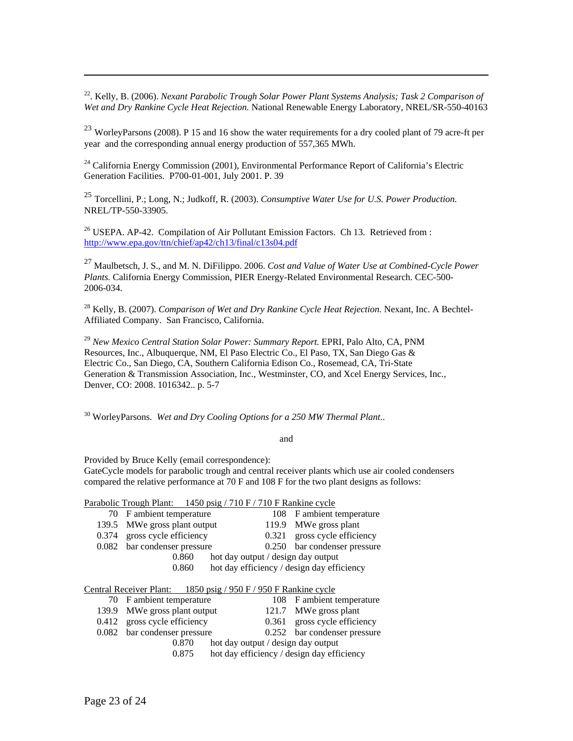---

[22]. Kelly, B. (2006). *Nexant Parabolic Trough Solar Power Plant Systems Analysis; Task 2 Comparison of Wet and Dry Rankine Cycle Heat Rejection.* National Renewable Energy Laboratory, NREL/SR-550-40163

[23] WorleyParsons (2008). P 15 and 16 show the water requirements for a dry cooled plant of 79 acre-ft per year and the corresponding annual energy production of 557,365 MWh.

[24] California Energy Commission (2001), Environmental Performance Report of California's Electric Generation Facilities. P700-01-001, July 2001. P. 39

[25] Torcellini, P.; Long, N.; Judkoff, R. (2003). *Consumptive Water Use for U.S. Power Production.* NREL/TP-550-33905.

[26] USEPA. AP-42. Compilation of Air Pollutant Emission Factors. Ch 13. Retrieved from : http://www.epa.gov/ttn/chief/ap42/ch13/final/c13s04.pdf

[27] Maulbetsch, J. S., and M. N. DiFilippo. 2006. *Cost and Value of Water Use at Combined-Cycle Power Plants.* California Energy Commission, PIER Energy-Related Environmental Research. CEC-500-2006-034.

[28] Kelly, B. (2007). *Comparison of Wet and Dry Rankine Cycle Heat Rejection.* Nexant, Inc. A Bechtel-Affiliated Company. San Francisco, California.

[29] *New Mexico Central Station Solar Power: Summary Report.* EPRI, Palo Alto, CA, PNM Resources, Inc., Albuquerque, NM, El Paso Electric Co., El Paso, TX, San Diego Gas & Electric Co., San Diego, CA, Southern California Edison Co., Rosemead, CA, Tri-State Generation & Transmission Association, Inc., Westminster, CO, and Xcel Energy Services, Inc., Denver, CO: 2008. 1016342.. p. 5-7

[30] WorleyParsons. *Wet and Dry Cooling Options for a 250 MW Thermal Plant..*

and

Provided by Bruce Kelly (email correspondence):
GateCycle models for parabolic trough and central receiver plants which use air cooled condensers compared the relative performance at 70 F and 108 F for the two plant designs as follows:

<u>Parabolic Trough Plant: 1450 psig / 710 F / 710 F Rankine cycle</u>

| | | | |
|---|---|---|---|
| 70 | F ambient temperature | 108 | F ambient temperature |
| 139.5 | MWe gross plant output | 119.9 | MWe gross plant |
| 0.374 | gross cycle efficiency | 0.321 | gross cycle efficiency |
| 0.082 | bar condenser pressure | 0.250 | bar condenser pressure |
| | 0.860 | hot day output / design day output | |
| | 0.860 | hot day efficiency / design day efficiency | |

<u>Central Receiver Plant: 1850 psig / 950 F / 950 F Rankine cycle</u>

| | | | |
|---|---|---|---|
| 70 | F ambient temperature | 108 | F ambient temperature |
| 139.9 | MWe gross plant output | 121.7 | MWe gross plant |
| 0.412 | gross cycle efficiency | 0.361 | gross cycle efficiency |
| 0.082 | bar condenser pressure | 0.252 | bar condenser pressure |
| | 0.870 | hot day output / design day output | |
| | 0.875 | hot day efficiency / design day efficiency | |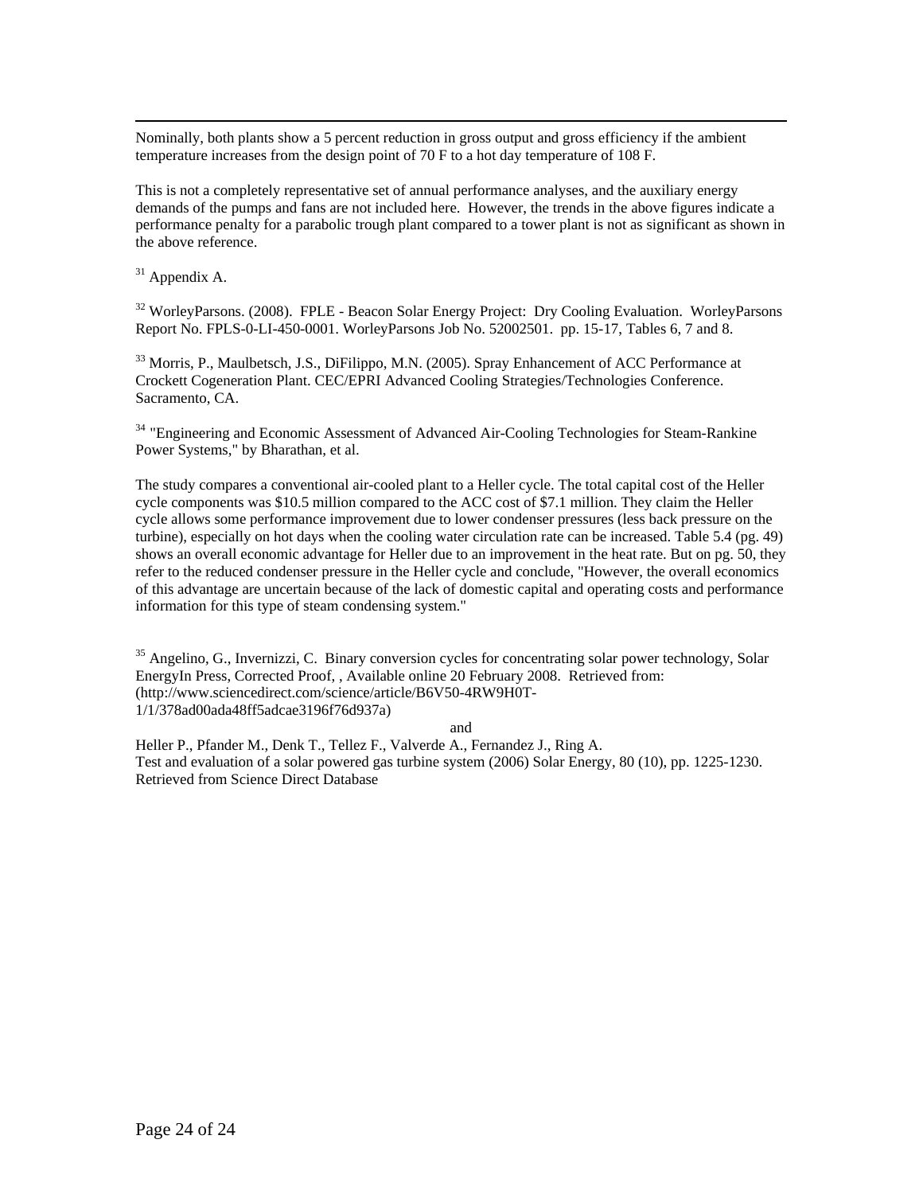Nominally, both plants show a 5 percent reduction in gross output and gross efficiency if the ambient temperature increases from the design point of 70 F to a hot day temperature of 108 F.

This is not a completely representative set of annual performance analyses, and the auxiliary energy demands of the pumps and fans are not included here. However, the trends in the above figures indicate a performance penalty for a parabolic trough plant compared to a tower plant is not as significant as shown in the above reference.

[31] Appendix A.

[32] WorleyParsons. (2008). FPLE - Beacon Solar Energy Project: Dry Cooling Evaluation. WorleyParsons Report No. FPLS-0-LI-450-0001. WorleyParsons Job No. 52002501. pp. 15-17, Tables 6, 7 and 8.

[33] Morris, P., Maulbetsch, J.S., DiFilippo, M.N. (2005). Spray Enhancement of ACC Performance at Crockett Cogeneration Plant. CEC/EPRI Advanced Cooling Strategies/Technologies Conference. Sacramento, CA.

[34] "Engineering and Economic Assessment of Advanced Air-Cooling Technologies for Steam-Rankine Power Systems," by Bharathan, et al.

The study compares a conventional air-cooled plant to a Heller cycle. The total capital cost of the Heller cycle components was $10.5 million compared to the ACC cost of $7.1 million. They claim the Heller cycle allows some performance improvement due to lower condenser pressures (less back pressure on the turbine), especially on hot days when the cooling water circulation rate can be increased. Table 5.4 (pg. 49) shows an overall economic advantage for Heller due to an improvement in the heat rate. But on pg. 50, they refer to the reduced condenser pressure in the Heller cycle and conclude, "However, the overall economics of this advantage are uncertain because of the lack of domestic capital and operating costs and performance information for this type of steam condensing system."

[35] Angelino, G., Invernizzi, C. Binary conversion cycles for concentrating solar power technology, Solar EnergyIn Press, Corrected Proof, , Available online 20 February 2008. Retrieved from: (http://www.sciencedirect.com/science/article/B6V50-4RW9H0T-1/1/378ad00ada48ff5adcae3196f76d937a)

and

Heller P., Pfander M., Denk T., Tellez F., Valverde A., Fernandez J., Ring A.
Test and evaluation of a solar powered gas turbine system (2006) Solar Energy, 80 (10), pp. 1225-1230. Retrieved from Science Direct Database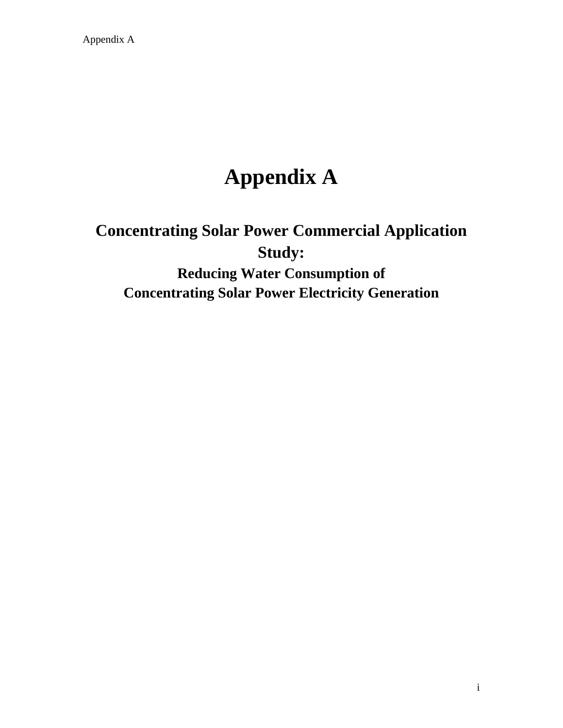# Appendix A

## Concentrating Solar Power Commercial Application Study:

### Reducing Water Consumption of Concentrating Solar Power Electricity Generation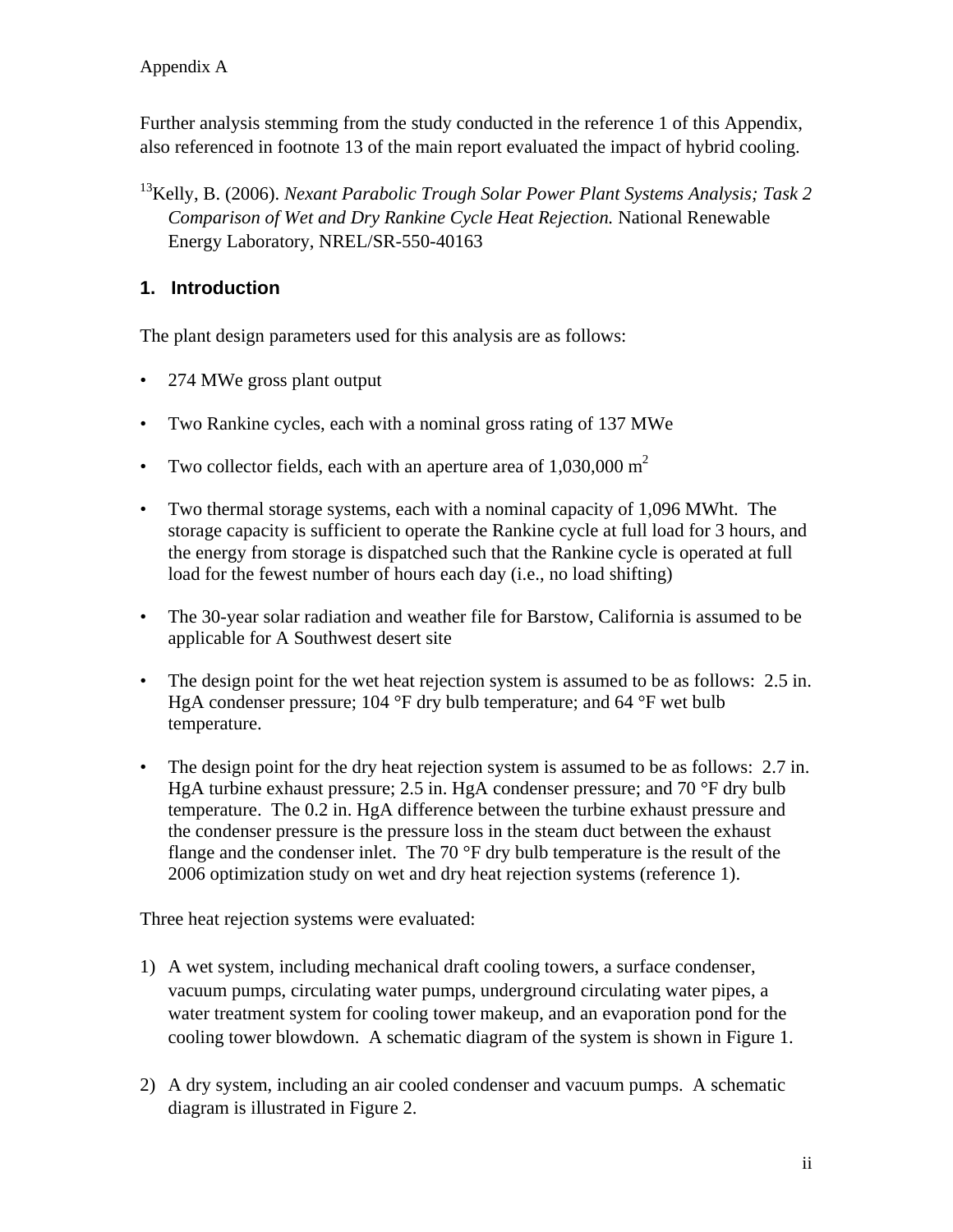Appendix A

Further analysis stemming from the study conducted in the reference 1 of this Appendix, also referenced in footnote 13 of the main report evaluated the impact of hybrid cooling.

[13]Kelly, B. (2006). *Nexant Parabolic Trough Solar Power Plant Systems Analysis; Task 2 Comparison of Wet and Dry Rankine Cycle Heat Rejection.* National Renewable Energy Laboratory, NREL/SR-550-40163

## 1. Introduction

The plant design parameters used for this analysis are as follows:

- 274 MWe gross plant output
- Two Rankine cycles, each with a nominal gross rating of 137 MWe
- Two collector fields, each with an aperture area of 1,030,000 $m^2$
- Two thermal storage systems, each with a nominal capacity of 1,096 MWht. The storage capacity is sufficient to operate the Rankine cycle at full load for 3 hours, and the energy from storage is dispatched such that the Rankine cycle is operated at full load for the fewest number of hours each day (i.e., no load shifting)
- The 30-year solar radiation and weather file for Barstow, California is assumed to be applicable for A Southwest desert site
- The design point for the wet heat rejection system is assumed to be as follows: 2.5 in. HgA condenser pressure; 104 °F dry bulb temperature; and 64 °F wet bulb temperature.
- The design point for the dry heat rejection system is assumed to be as follows: 2.7 in. HgA turbine exhaust pressure; 2.5 in. HgA condenser pressure; and 70 °F dry bulb temperature. The 0.2 in. HgA difference between the turbine exhaust pressure and the condenser pressure is the pressure loss in the steam duct between the exhaust flange and the condenser inlet. The 70 °F dry bulb temperature is the result of the 2006 optimization study on wet and dry heat rejection systems (reference 1).

Three heat rejection systems were evaluated:

1) A wet system, including mechanical draft cooling towers, a surface condenser, vacuum pumps, circulating water pumps, underground circulating water pipes, a water treatment system for cooling tower makeup, and an evaporation pond for the cooling tower blowdown. A schematic diagram of the system is shown in Figure 1.

2) A dry system, including an air cooled condenser and vacuum pumps. A schematic diagram is illustrated in Figure 2.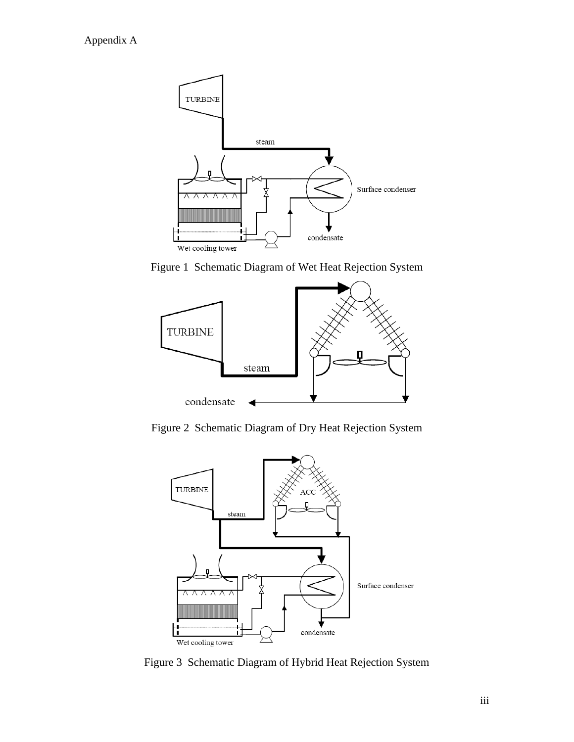Appendix A

Figure 1 Schematic Diagram of Wet Heat Rejection System

Figure 2 Schematic Diagram of Dry Heat Rejection System

Figure 3 Schematic Diagram of Hybrid Heat Rejection System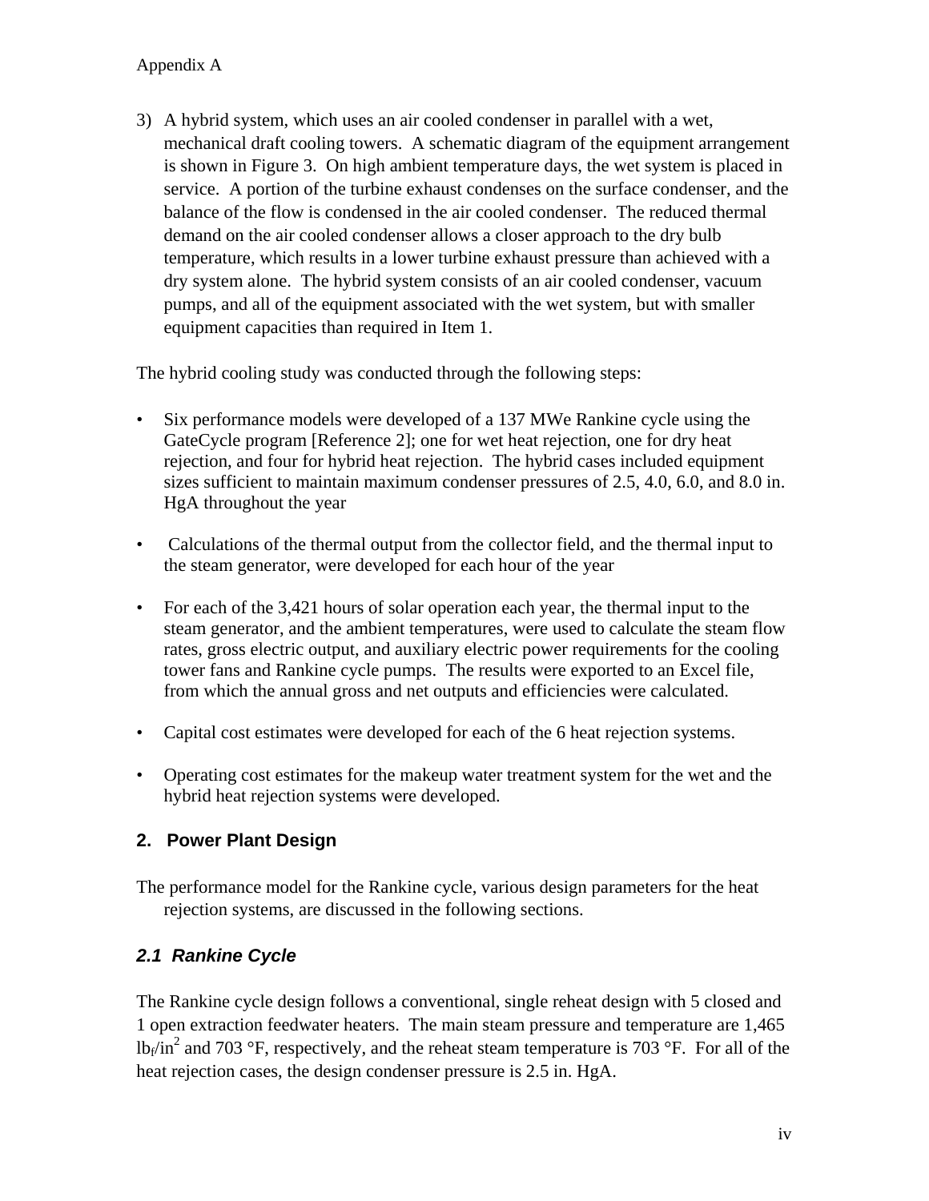3) A hybrid system, which uses an air cooled condenser in parallel with a wet, mechanical draft cooling towers. A schematic diagram of the equipment arrangement is shown in Figure 3. On high ambient temperature days, the wet system is placed in service. A portion of the turbine exhaust condenses on the surface condenser, and the balance of the flow is condensed in the air cooled condenser. The reduced thermal demand on the air cooled condenser allows a closer approach to the dry bulb temperature, which results in a lower turbine exhaust pressure than achieved with a dry system alone. The hybrid system consists of an air cooled condenser, vacuum pumps, and all of the equipment associated with the wet system, but with smaller equipment capacities than required in Item 1.

The hybrid cooling study was conducted through the following steps:

- Six performance models were developed of a 137 MWe Rankine cycle using the GateCycle program [Reference 2]; one for wet heat rejection, one for dry heat rejection, and four for hybrid heat rejection. The hybrid cases included equipment sizes sufficient to maintain maximum condenser pressures of 2.5, 4.0, 6.0, and 8.0 in. HgA throughout the year

- Calculations of the thermal output from the collector field, and the thermal input to the steam generator, were developed for each hour of the year

- For each of the 3,421 hours of solar operation each year, the thermal input to the steam generator, and the ambient temperatures, were used to calculate the steam flow rates, gross electric output, and auxiliary electric power requirements for the cooling tower fans and Rankine cycle pumps. The results were exported to an Excel file, from which the annual gross and net outputs and efficiencies were calculated.

- Capital cost estimates were developed for each of the 6 heat rejection systems.

- Operating cost estimates for the makeup water treatment system for the wet and the hybrid heat rejection systems were developed.

## 2. Power Plant Design

The performance model for the Rankine cycle, various design parameters for the heat rejection systems, are discussed in the following sections.

### *2.1 Rankine Cycle*

The Rankine cycle design follows a conventional, single reheat design with 5 closed and 1 open extraction feedwater heaters. The main steam pressure and temperature are 1,465 $lb_f/in^2$ and 703 °F, respectively, and the reheat steam temperature is 703 °F. For all of the heat rejection cases, the design condenser pressure is 2.5 in. HgA.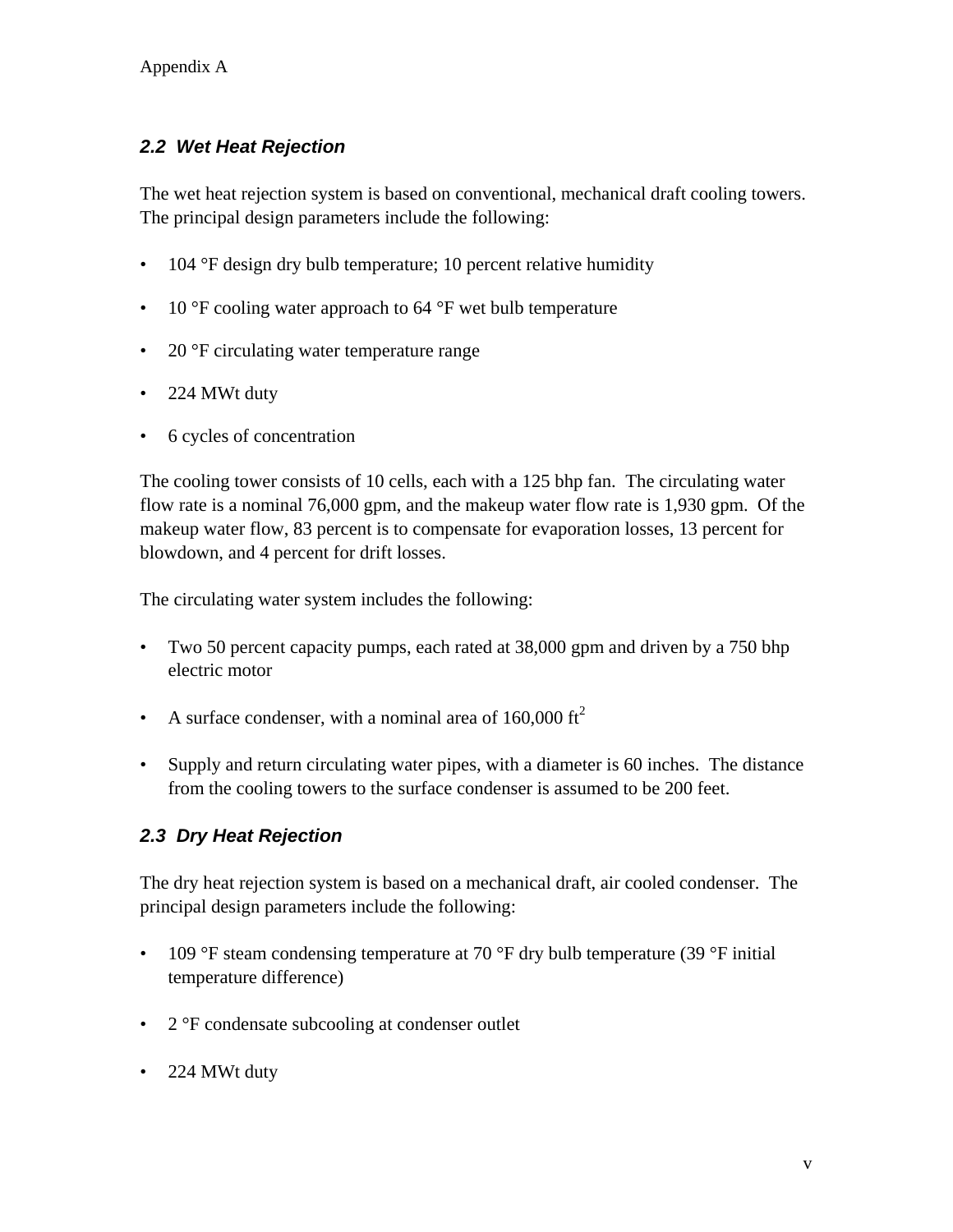### *2.2 Wet Heat Rejection*

The wet heat rejection system is based on conventional, mechanical draft cooling towers. The principal design parameters include the following:

- 104 °F design dry bulb temperature; 10 percent relative humidity
- 10 °F cooling water approach to 64 °F wet bulb temperature
- 20 °F circulating water temperature range
- 224 MWt duty
- 6 cycles of concentration

The cooling tower consists of 10 cells, each with a 125 bhp fan. The circulating water flow rate is a nominal 76,000 gpm, and the makeup water flow rate is 1,930 gpm. Of the makeup water flow, 83 percent is to compensate for evaporation losses, 13 percent for blowdown, and 4 percent for drift losses.

The circulating water system includes the following:

- Two 50 percent capacity pumps, each rated at 38,000 gpm and driven by a 750 bhp electric motor
- A surface condenser, with a nominal area of 160,000 $ft^2$
- Supply and return circulating water pipes, with a diameter is 60 inches. The distance from the cooling towers to the surface condenser is assumed to be 200 feet.

### *2.3 Dry Heat Rejection*

The dry heat rejection system is based on a mechanical draft, air cooled condenser. The principal design parameters include the following:

- 109 °F steam condensing temperature at 70 °F dry bulb temperature (39 °F initial temperature difference)
- 2 °F condensate subcooling at condenser outlet
- 224 MWt duty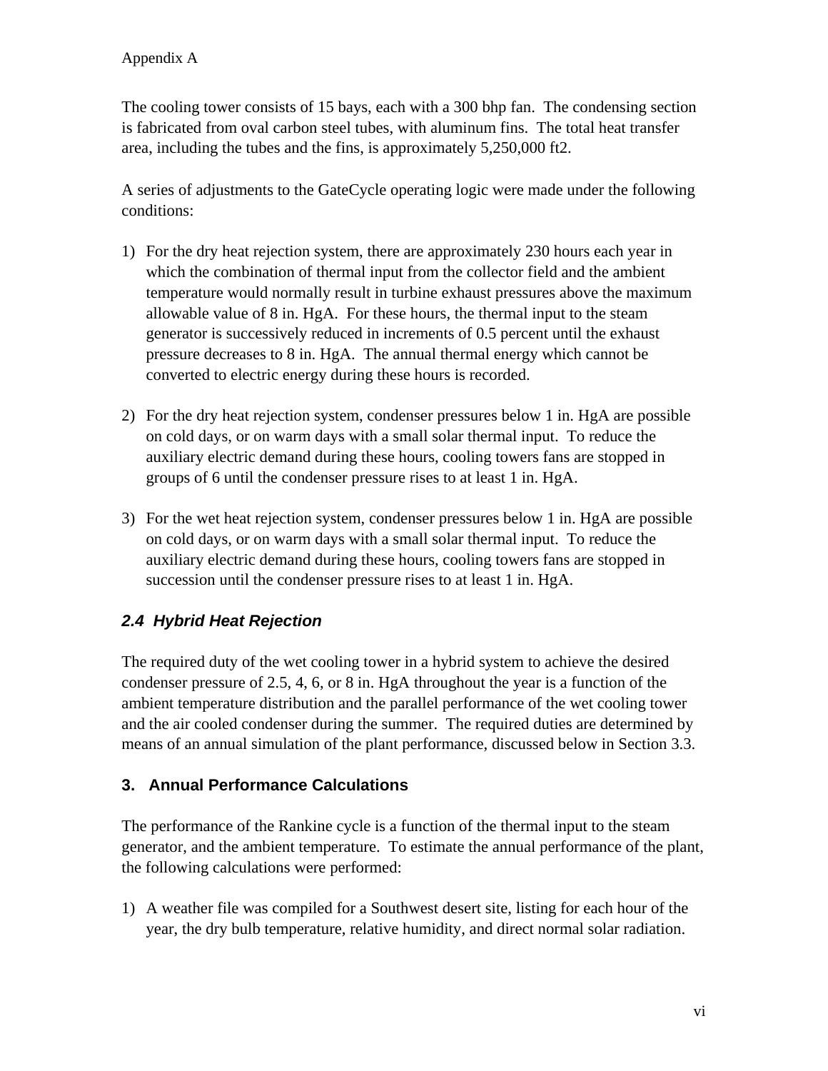The cooling tower consists of 15 bays, each with a 300 bhp fan. The condensing section is fabricated from oval carbon steel tubes, with aluminum fins. The total heat transfer area, including the tubes and the fins, is approximately 5,250,000 ft2.

A series of adjustments to the GateCycle operating logic were made under the following conditions:

1) For the dry heat rejection system, there are approximately 230 hours each year in which the combination of thermal input from the collector field and the ambient temperature would normally result in turbine exhaust pressures above the maximum allowable value of 8 in. HgA. For these hours, the thermal input to the steam generator is successively reduced in increments of 0.5 percent until the exhaust pressure decreases to 8 in. HgA. The annual thermal energy which cannot be converted to electric energy during these hours is recorded.

2) For the dry heat rejection system, condenser pressures below 1 in. HgA are possible on cold days, or on warm days with a small solar thermal input. To reduce the auxiliary electric demand during these hours, cooling towers fans are stopped in groups of 6 until the condenser pressure rises to at least 1 in. HgA.

3) For the wet heat rejection system, condenser pressures below 1 in. HgA are possible on cold days, or on warm days with a small solar thermal input. To reduce the auxiliary electric demand during these hours, cooling towers fans are stopped in succession until the condenser pressure rises to at least 1 in. HgA.

### *2.4 Hybrid Heat Rejection*

The required duty of the wet cooling tower in a hybrid system to achieve the desired condenser pressure of 2.5, 4, 6, or 8 in. HgA throughout the year is a function of the ambient temperature distribution and the parallel performance of the wet cooling tower and the air cooled condenser during the summer. The required duties are determined by means of an annual simulation of the plant performance, discussed below in Section 3.3.

## 3. Annual Performance Calculations

The performance of the Rankine cycle is a function of the thermal input to the steam generator, and the ambient temperature. To estimate the annual performance of the plant, the following calculations were performed:

1) A weather file was compiled for a Southwest desert site, listing for each hour of the year, the dry bulb temperature, relative humidity, and direct normal solar radiation.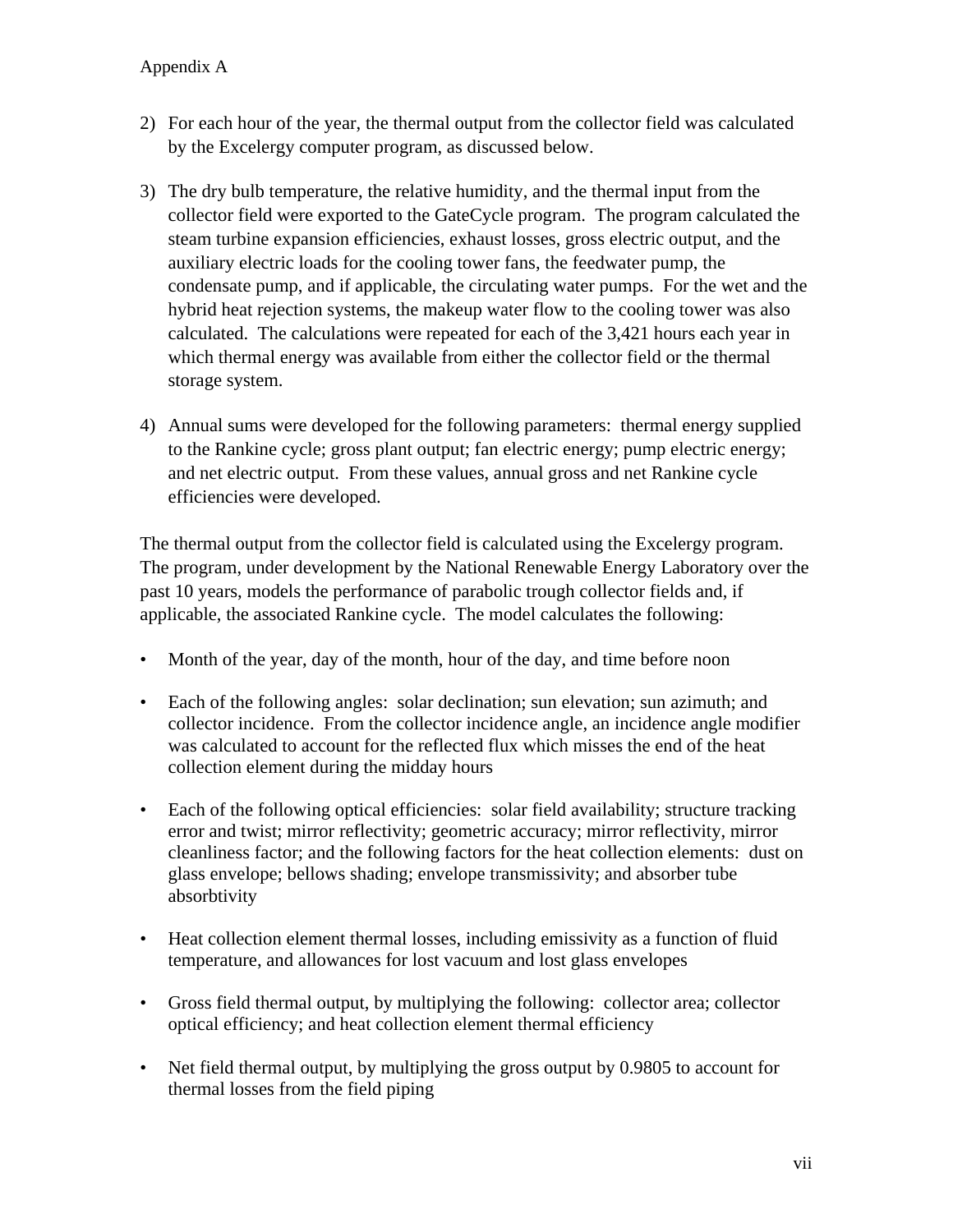2) For each hour of the year, the thermal output from the collector field was calculated by the Excelergy computer program, as discussed below.

3) The dry bulb temperature, the relative humidity, and the thermal input from the collector field were exported to the GateCycle program. The program calculated the steam turbine expansion efficiencies, exhaust losses, gross electric output, and the auxiliary electric loads for the cooling tower fans, the feedwater pump, the condensate pump, and if applicable, the circulating water pumps. For the wet and the hybrid heat rejection systems, the makeup water flow to the cooling tower was also calculated. The calculations were repeated for each of the 3,421 hours each year in which thermal energy was available from either the collector field or the thermal storage system.

4) Annual sums were developed for the following parameters: thermal energy supplied to the Rankine cycle; gross plant output; fan electric energy; pump electric energy; and net electric output. From these values, annual gross and net Rankine cycle efficiencies were developed.

The thermal output from the collector field is calculated using the Excelergy program. The program, under development by the National Renewable Energy Laboratory over the past 10 years, models the performance of parabolic trough collector fields and, if applicable, the associated Rankine cycle. The model calculates the following:

- Month of the year, day of the month, hour of the day, and time before noon

- Each of the following angles: solar declination; sun elevation; sun azimuth; and collector incidence. From the collector incidence angle, an incidence angle modifier was calculated to account for the reflected flux which misses the end of the heat collection element during the midday hours

- Each of the following optical efficiencies: solar field availability; structure tracking error and twist; mirror reflectivity; geometric accuracy; mirror reflectivity, mirror cleanliness factor; and the following factors for the heat collection elements: dust on glass envelope; bellows shading; envelope transmissivity; and absorber tube absorbtivity

- Heat collection element thermal losses, including emissivity as a function of fluid temperature, and allowances for lost vacuum and lost glass envelopes

- Gross field thermal output, by multiplying the following: collector area; collector optical efficiency; and heat collection element thermal efficiency

- Net field thermal output, by multiplying the gross output by 0.9805 to account for thermal losses from the field piping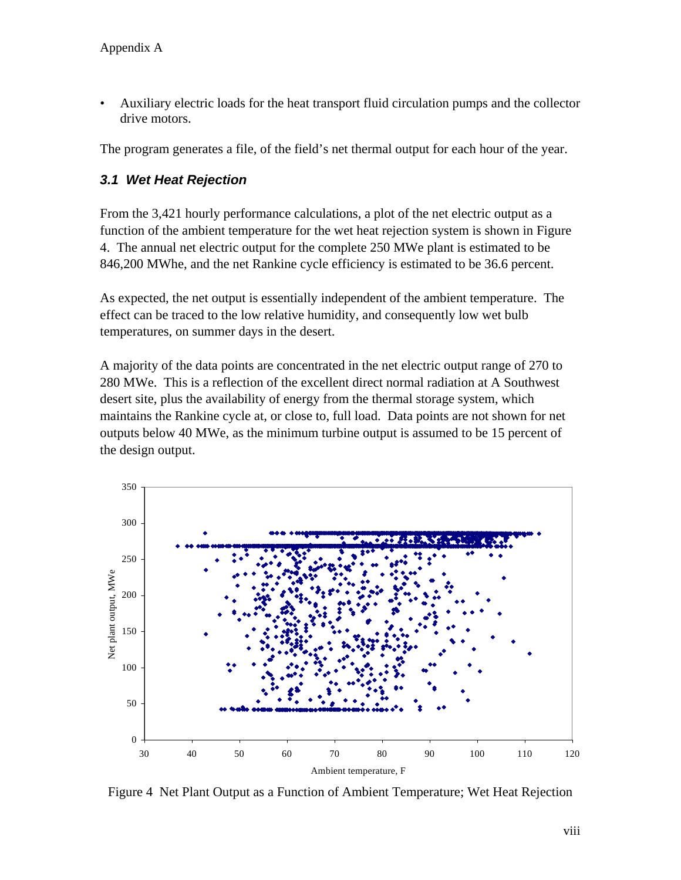- Auxiliary electric loads for the heat transport fluid circulation pumps and the collector drive motors.

The program generates a file, of the field's net thermal output for each hour of the year.

### *3.1 Wet Heat Rejection*

From the 3,421 hourly performance calculations, a plot of the net electric output as a function of the ambient temperature for the wet heat rejection system is shown in Figure 4. The annual net electric output for the complete 250 MWe plant is estimated to be 846,200 MWhe, and the net Rankine cycle efficiency is estimated to be 36.6 percent.

As expected, the net output is essentially independent of the ambient temperature. The effect can be traced to the low relative humidity, and consequently low wet bulb temperatures, on summer days in the desert.

A majority of the data points are concentrated in the net electric output range of 270 to 280 MWe. This is a reflection of the excellent direct normal radiation at A Southwest desert site, plus the availability of energy from the thermal storage system, which maintains the Rankine cycle at, or close to, full load. Data points are not shown for net outputs below 40 MWe, as the minimum turbine output is assumed to be 15 percent of the design output.

Figure 4 Net Plant Output as a Function of Ambient Temperature; Wet Heat Rejection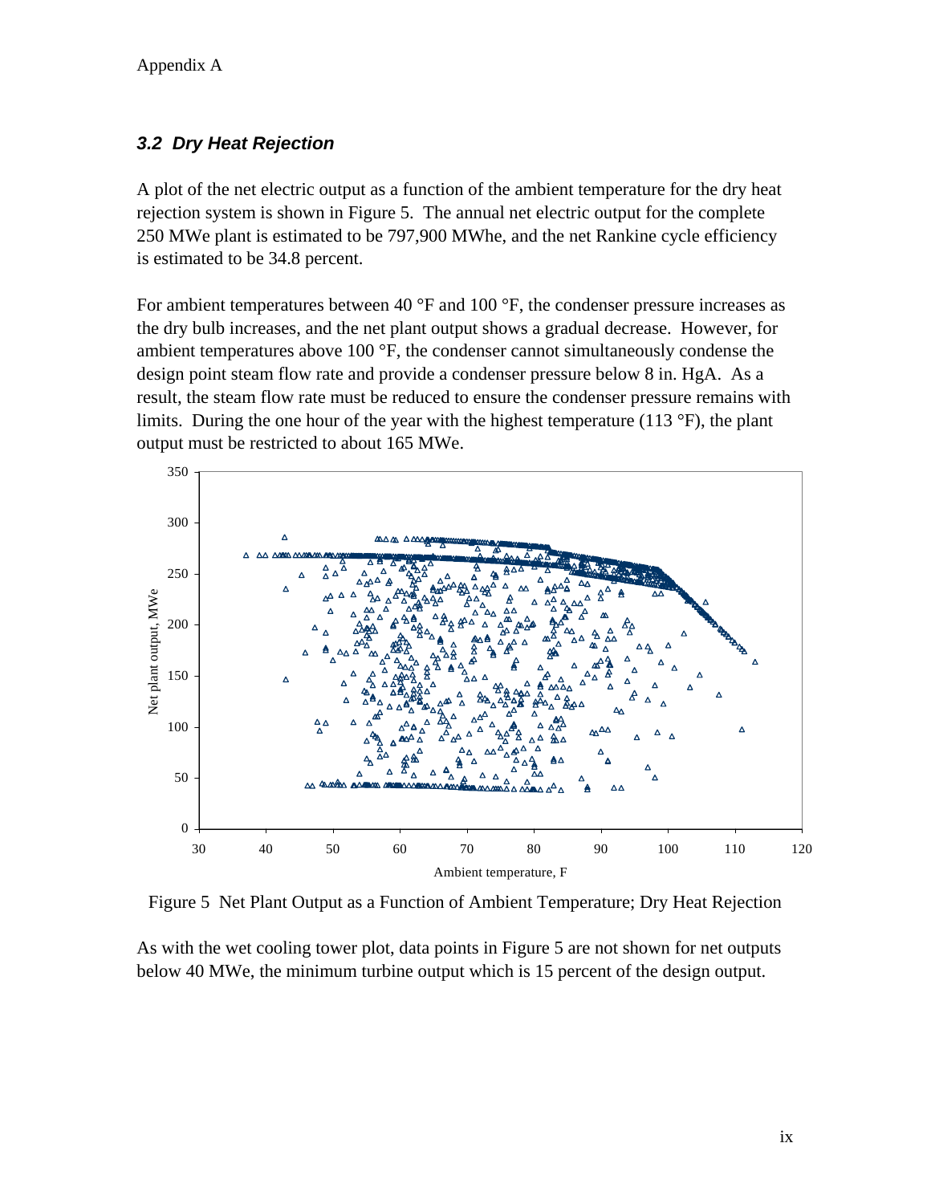### *3.2 Dry Heat Rejection*

A plot of the net electric output as a function of the ambient temperature for the dry heat rejection system is shown in Figure 5. The annual net electric output for the complete 250 MWe plant is estimated to be 797,900 MWhe, and the net Rankine cycle efficiency is estimated to be 34.8 percent.

For ambient temperatures between 40 °F and 100 °F, the condenser pressure increases as the dry bulb increases, and the net plant output shows a gradual decrease. However, for ambient temperatures above 100 °F, the condenser cannot simultaneously condense the design point steam flow rate and provide a condenser pressure below 8 in. HgA. As a result, the steam flow rate must be reduced to ensure the condenser pressure remains with limits. During the one hour of the year with the highest temperature (113 °F), the plant output must be restricted to about 165 MWe.

Figure 5 Net Plant Output as a Function of Ambient Temperature; Dry Heat Rejection

As with the wet cooling tower plot, data points in Figure 5 are not shown for net outputs below 40 MWe, the minimum turbine output which is 15 percent of the design output.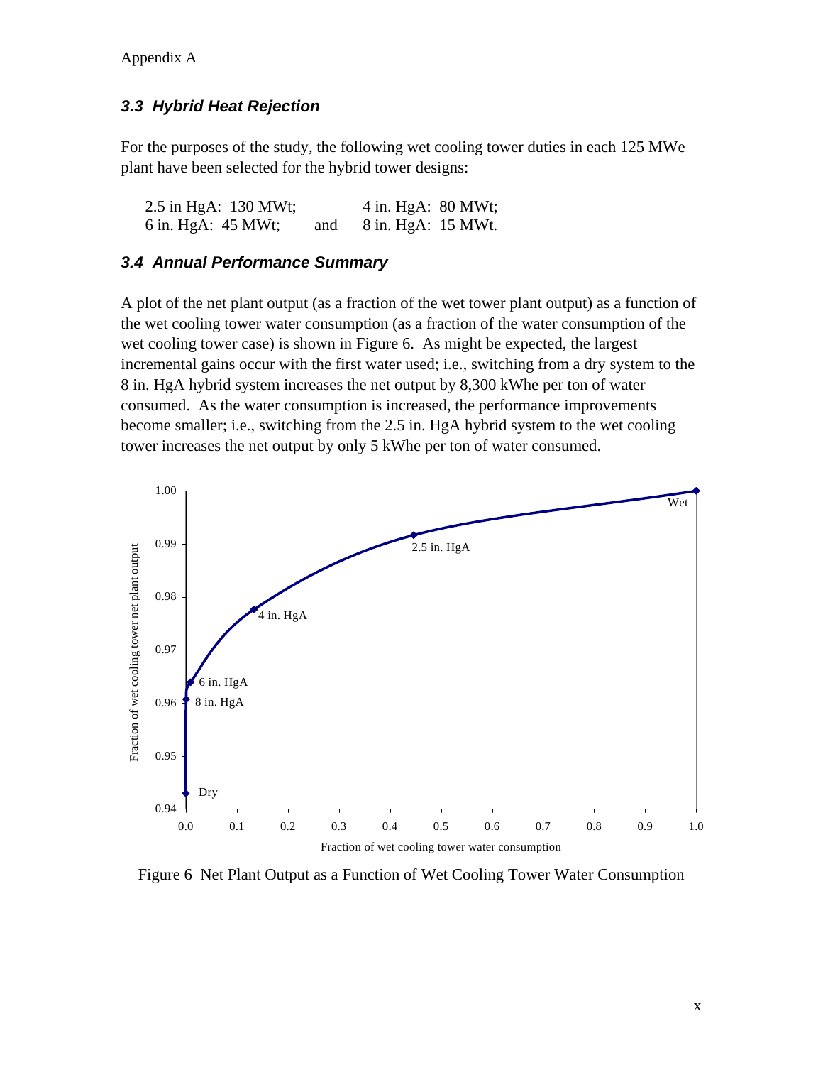### 3.3 Hybrid Heat Rejection

For the purposes of the study, the following wet cooling tower duties in each 125 MWe plant have been selected for the hybrid tower designs:

2.5 in HgA: 130 MWt; 4 in. HgA: 80 MWt;
6 in. HgA: 45 MWt; and 8 in. HgA: 15 MWt.

### 3.4 Annual Performance Summary

A plot of the net plant output (as a fraction of the wet tower plant output) as a function of the wet cooling tower water consumption (as a fraction of the water consumption of the wet cooling tower case) is shown in Figure 6. As might be expected, the largest incremental gains occur with the first water used; i.e., switching from a dry system to the 8 in. HgA hybrid system increases the net output by 8,300 kWhe per ton of water consumed. As the water consumption is increased, the performance improvements become smaller; i.e., switching from the 2.5 in. HgA hybrid system to the wet cooling tower increases the net output by only 5 kWhe per ton of water consumed.

Figure 6 Net Plant Output as a Function of Wet Cooling Tower Water Consumption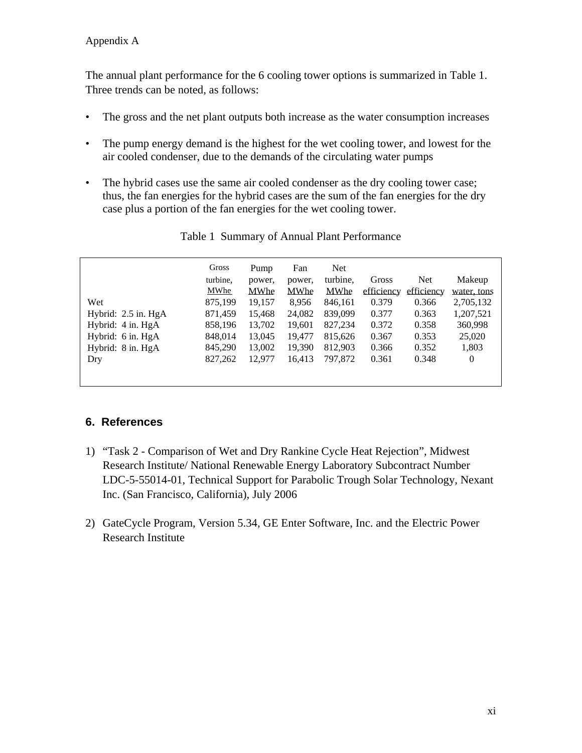Appendix A

The annual plant performance for the 6 cooling tower options is summarized in Table 1. Three trends can be noted, as follows:

- The gross and the net plant outputs both increase as the water consumption increases
- The pump energy demand is the highest for the wet cooling tower, and lowest for the air cooled condenser, due to the demands of the circulating water pumps
- The hybrid cases use the same air cooled condenser as the dry cooling tower case; thus, the fan energies for the hybrid cases are the sum of the fan energies for the dry case plus a portion of the fan energies for the wet cooling tower.

Table 1 Summary of Annual Plant Performance

| | Gross turbine, MWhe | Pump power, MWhe | Fan power, MWhe | Net turbine, MWhe | Gross efficiency | Net efficiency | Makeup water, tons |
|---|---|---|---|---|---|---|---|
| Wet | 875,199 | 19,157 | 8,956 | 846,161 | 0.379 | 0.366 | 2,705,132 |
| Hybrid: 2.5 in. HgA | 871,459 | 15,468 | 24,082 | 839,099 | 0.377 | 0.363 | 1,207,521 |
| Hybrid: 4 in. HgA | 858,196 | 13,702 | 19,601 | 827,234 | 0.372 | 0.358 | 360,998 |
| Hybrid: 6 in. HgA | 848,014 | 13,045 | 19,477 | 815,626 | 0.367 | 0.353 | 25,020 |
| Hybrid: 8 in. HgA | 845,290 | 13,002 | 19,390 | 812,903 | 0.366 | 0.352 | 1,803 |
| Dry | 827,262 | 12,977 | 16,413 | 797,872 | 0.361 | 0.348 | 0 |

## 6. References

1) "Task 2 - Comparison of Wet and Dry Rankine Cycle Heat Rejection", Midwest Research Institute/ National Renewable Energy Laboratory Subcontract Number LDC-5-55014-01, Technical Support for Parabolic Trough Solar Technology, Nexant Inc. (San Francisco, California), July 2006

2) GateCycle Program, Version 5.34, GE Enter Software, Inc. and the Electric Power Research Institute